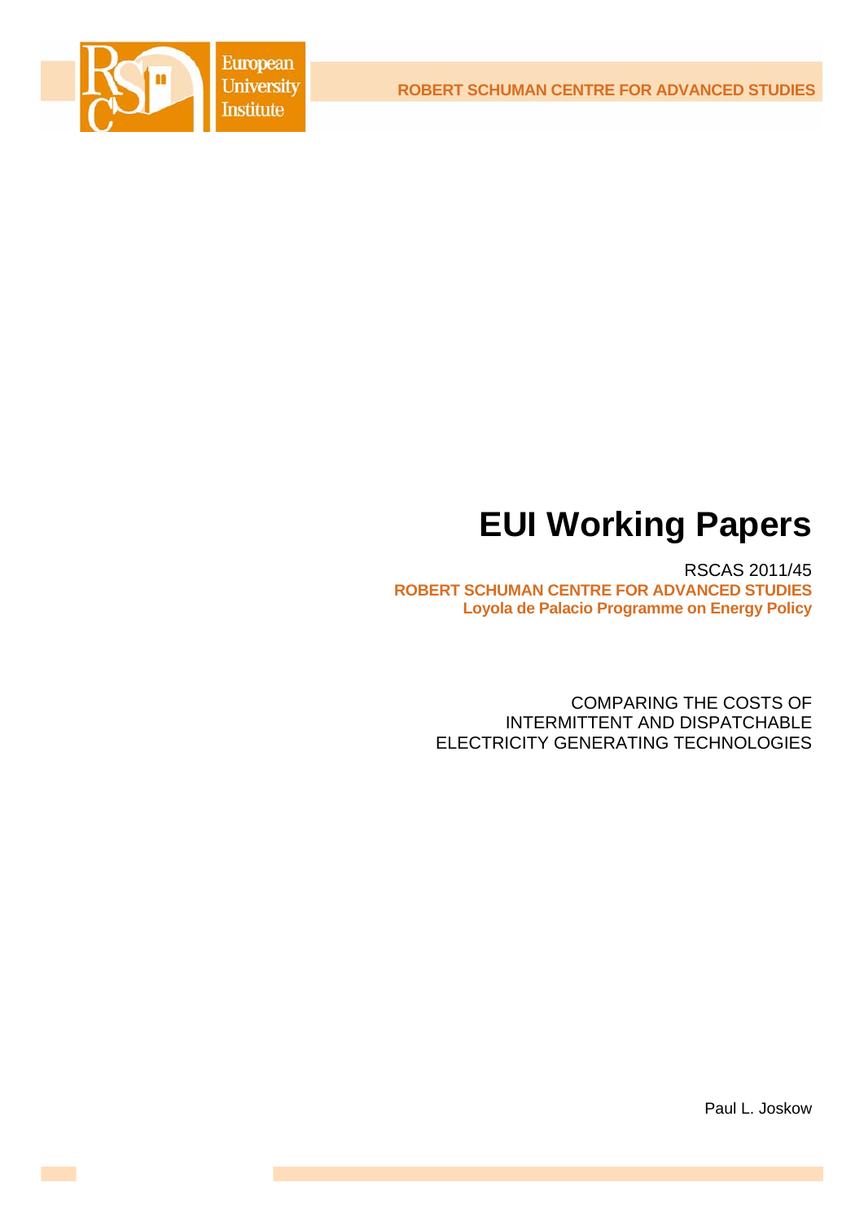European University Institute

ROBERT SCHUMAN CENTRE FOR ADVANCED STUDIES

# EUI Working Papers

RSCAS 2011/45

**ROBERT SCHUMAN CENTRE FOR ADVANCED STUDIES**
**Loyola de Palacio Programme on Energy Policy**

COMPARING THE COSTS OF INTERMITTENT AND DISPATCHABLE ELECTRICITY GENERATING TECHNOLOGIES

Paul L. Joskow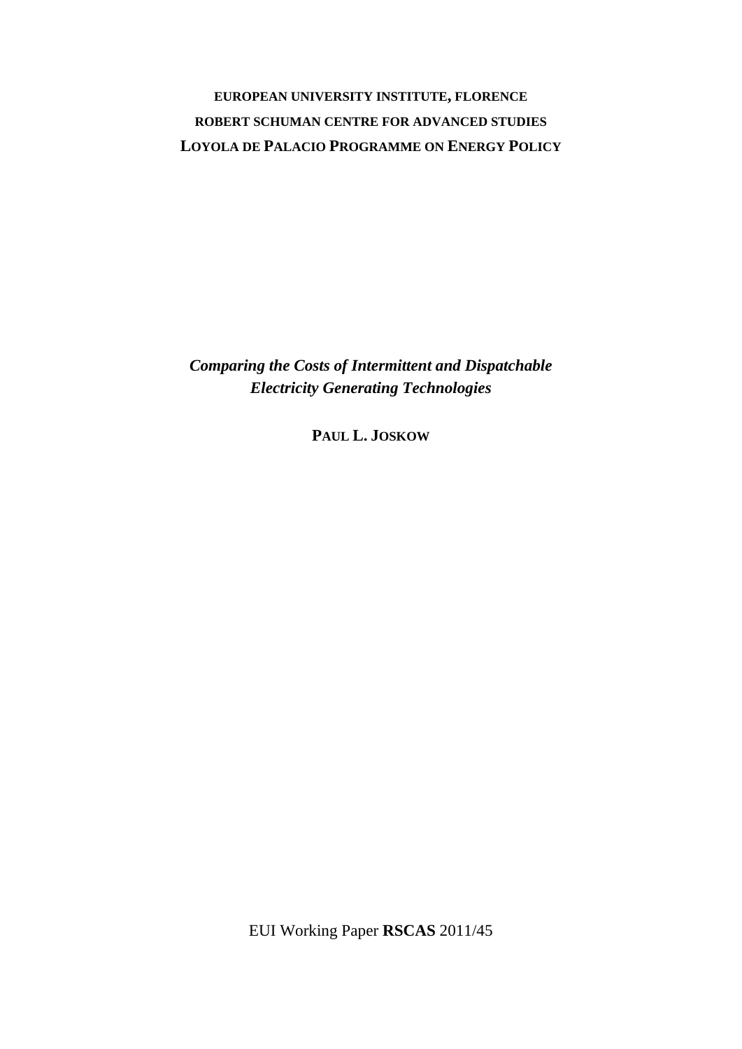**EUROPEAN UNIVERSITY INSTITUTE, FLORENCE**

**ROBERT SCHUMAN CENTRE FOR ADVANCED STUDIES**

**LOYOLA DE PALACIO PROGRAMME ON ENERGY POLICY**

# *Comparing the Costs of Intermittent and Dispatchable Electricity Generating Technologies*

**PAUL L. JOSKOW**

EUI Working Paper **RSCAS** 2011/45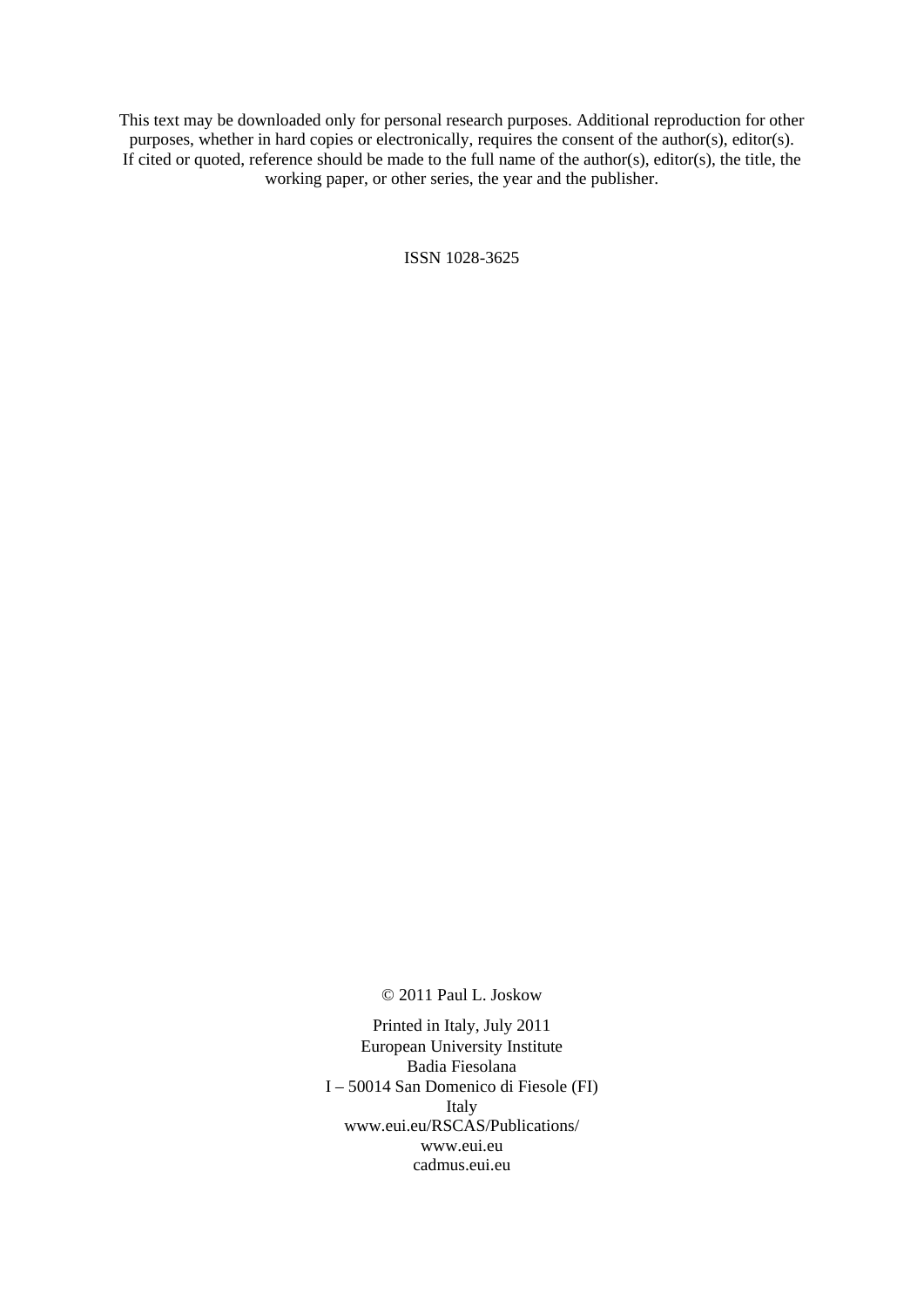This text may be downloaded only for personal research purposes. Additional reproduction for other purposes, whether in hard copies or electronically, requires the consent of the author(s), editor(s). If cited or quoted, reference should be made to the full name of the author(s), editor(s), the title, the working paper, or other series, the year and the publisher.

ISSN 1028-3625

© 2011 Paul L. Joskow

Printed in Italy, July 2011
European University Institute
Badia Fiesolana
I – 50014 San Domenico di Fiesole (FI)
Italy
www.eui.eu/RSCAS/Publications/
www.eui.eu
cadmus.eui.eu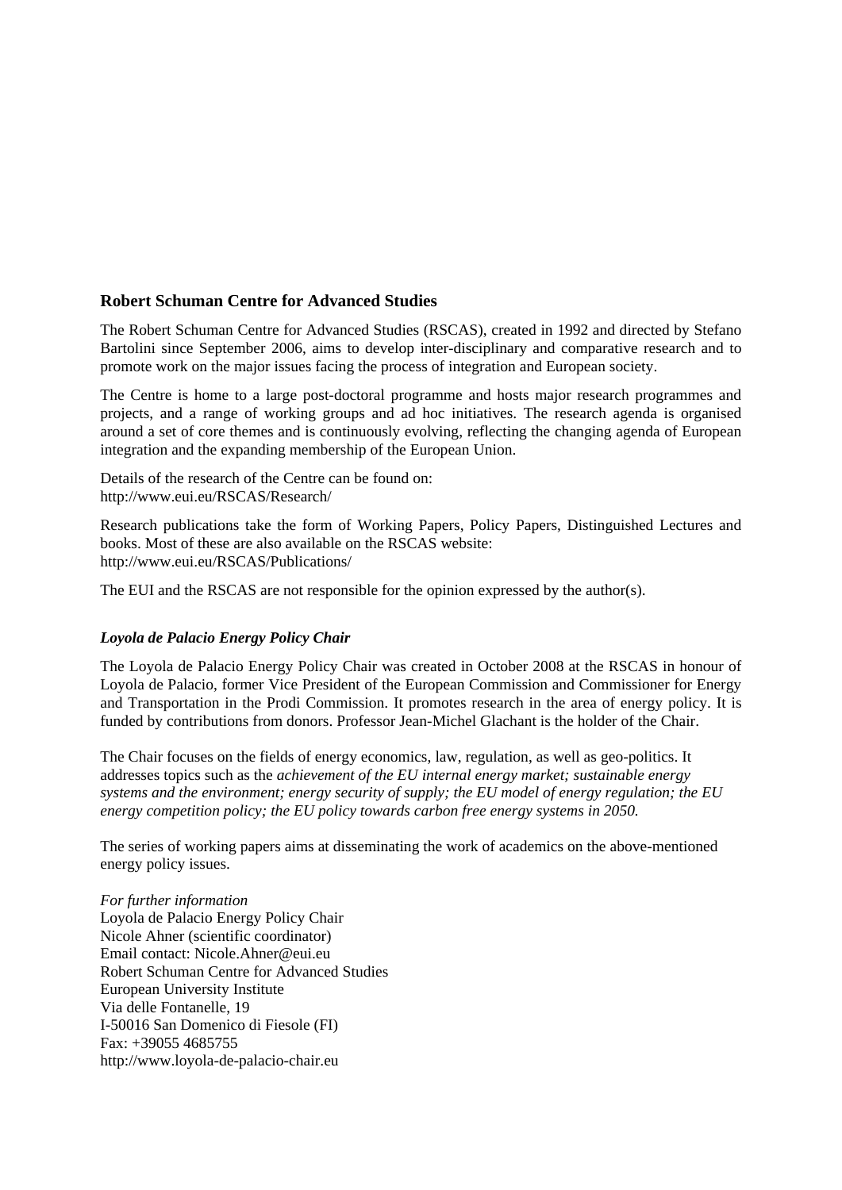## Robert Schuman Centre for Advanced Studies

The Robert Schuman Centre for Advanced Studies (RSCAS), created in 1992 and directed by Stefano Bartolini since September 2006, aims to develop inter-disciplinary and comparative research and to promote work on the major issues facing the process of integration and European society.

The Centre is home to a large post-doctoral programme and hosts major research programmes and projects, and a range of working groups and ad hoc initiatives. The research agenda is organised around a set of core themes and is continuously evolving, reflecting the changing agenda of European integration and the expanding membership of the European Union.

Details of the research of the Centre can be found on:
http://www.eui.eu/RSCAS/Research/

Research publications take the form of Working Papers, Policy Papers, Distinguished Lectures and books. Most of these are also available on the RSCAS website:
http://www.eui.eu/RSCAS/Publications/

The EUI and the RSCAS are not responsible for the opinion expressed by the author(s).

### *Loyola de Palacio Energy Policy Chair*

The Loyola de Palacio Energy Policy Chair was created in October 2008 at the RSCAS in honour of Loyola de Palacio, former Vice President of the European Commission and Commissioner for Energy and Transportation in the Prodi Commission. It promotes research in the area of energy policy. It is funded by contributions from donors. Professor Jean-Michel Glachant is the holder of the Chair.

The Chair focuses on the fields of energy economics, law, regulation, as well as geo-politics. It addresses topics such as the *achievement of the EU internal energy market; sustainable energy systems and the environment; energy security of supply; the EU model of energy regulation; the EU energy competition policy; the EU policy towards carbon free energy systems in 2050.*

The series of working papers aims at disseminating the work of academics on the above-mentioned energy policy issues.

*For further information*
Loyola de Palacio Energy Policy Chair
Nicole Ahner (scientific coordinator)
Email contact: Nicole.Ahner@eui.eu
Robert Schuman Centre for Advanced Studies
European University Institute
Via delle Fontanelle, 19
I-50016 San Domenico di Fiesole (FI)
Fax: +39055 4685755
http://www.loyola-de-palacio-chair.eu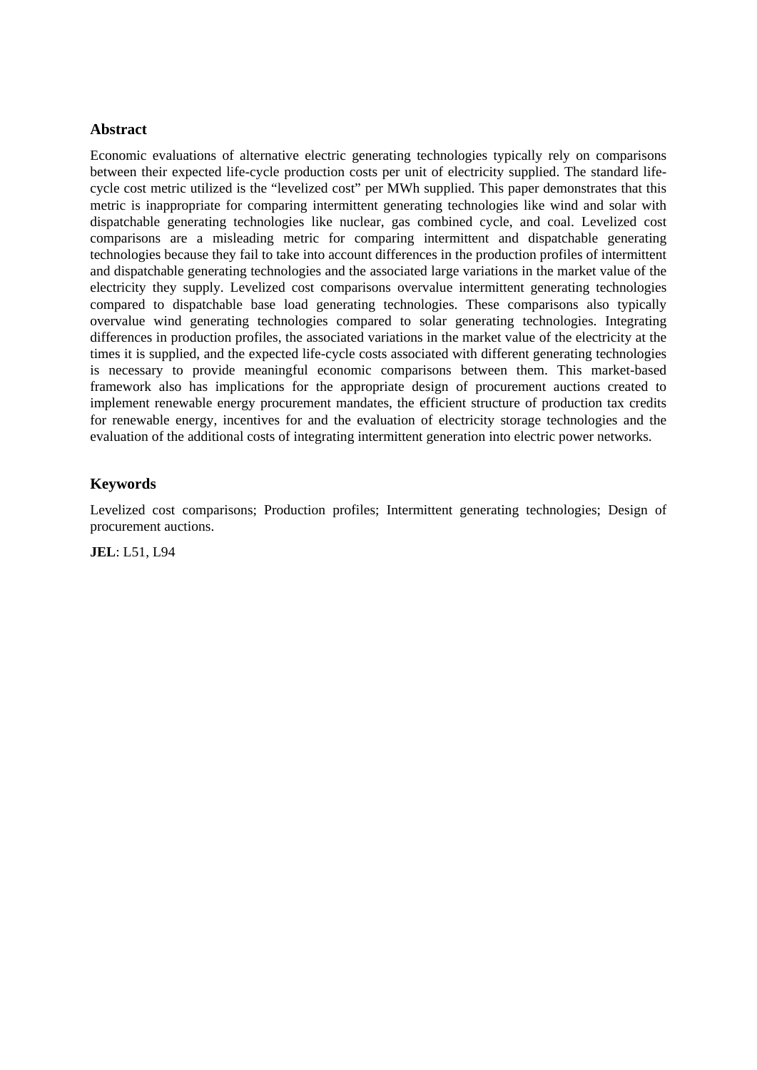## Abstract

Economic evaluations of alternative electric generating technologies typically rely on comparisons between their expected life-cycle production costs per unit of electricity supplied. The standard life-cycle cost metric utilized is the "levelized cost" per MWh supplied. This paper demonstrates that this metric is inappropriate for comparing intermittent generating technologies like wind and solar with dispatchable generating technologies like nuclear, gas combined cycle, and coal. Levelized cost comparisons are a misleading metric for comparing intermittent and dispatchable generating technologies because they fail to take into account differences in the production profiles of intermittent and dispatchable generating technologies and the associated large variations in the market value of the electricity they supply. Levelized cost comparisons overvalue intermittent generating technologies compared to dispatchable base load generating technologies. These comparisons also typically overvalue wind generating technologies compared to solar generating technologies. Integrating differences in production profiles, the associated variations in the market value of the electricity at the times it is supplied, and the expected life-cycle costs associated with different generating technologies is necessary to provide meaningful economic comparisons between them. This market-based framework also has implications for the appropriate design of procurement auctions created to implement renewable energy procurement mandates, the efficient structure of production tax credits for renewable energy, incentives for and the evaluation of electricity storage technologies and the evaluation of the additional costs of integrating intermittent generation into electric power networks.

## Keywords

Levelized cost comparisons; Production profiles; Intermittent generating technologies; Design of procurement auctions.

**JEL**: L51, L94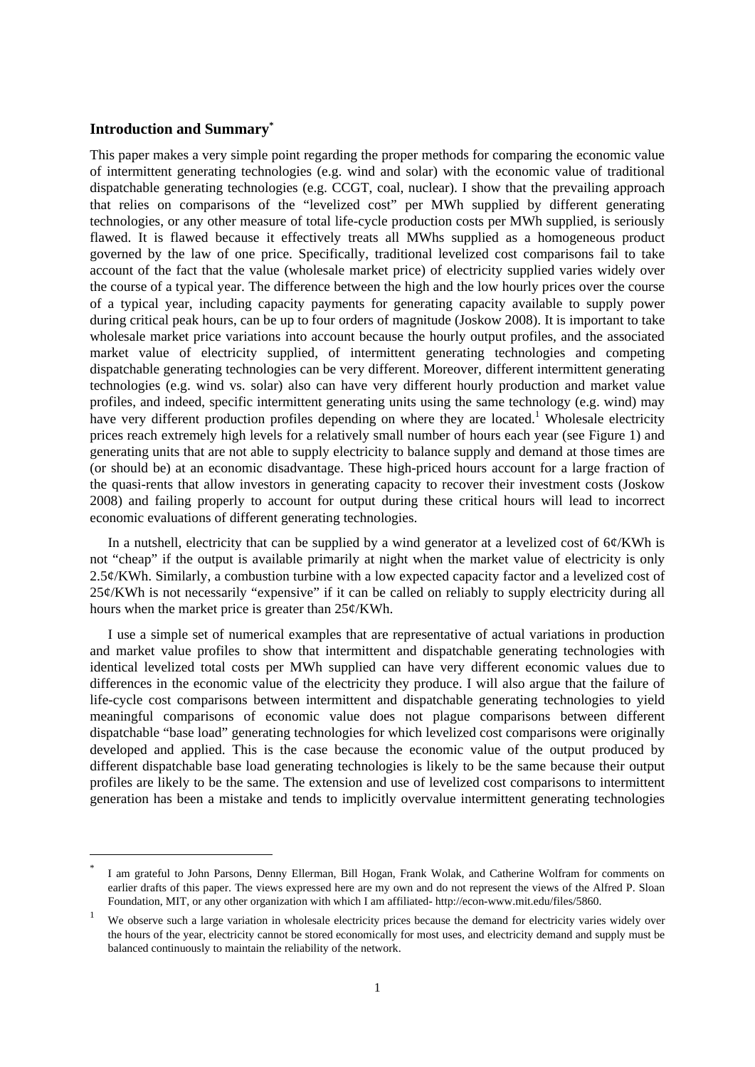## Introduction and Summary[*]

This paper makes a very simple point regarding the proper methods for comparing the economic value of intermittent generating technologies (e.g. wind and solar) with the economic value of traditional dispatchable generating technologies (e.g. CCGT, coal, nuclear). I show that the prevailing approach that relies on comparisons of the "levelized cost" per MWh supplied by different generating technologies, or any other measure of total life-cycle production costs per MWh supplied, is seriously flawed. It is flawed because it effectively treats all MWhs supplied as a homogeneous product governed by the law of one price. Specifically, traditional levelized cost comparisons fail to take account of the fact that the value (wholesale market price) of electricity supplied varies widely over the course of a typical year. The difference between the high and the low hourly prices over the course of a typical year, including capacity payments for generating capacity available to supply power during critical peak hours, can be up to four orders of magnitude (Joskow 2008). It is important to take wholesale market price variations into account because the hourly output profiles, and the associated market value of electricity supplied, of intermittent generating technologies and competing dispatchable generating technologies can be very different. Moreover, different intermittent generating technologies (e.g. wind vs. solar) also can have very different hourly production and market value profiles, and indeed, specific intermittent generating units using the same technology (e.g. wind) may have very different production profiles depending on where they are located.[1] Wholesale electricity prices reach extremely high levels for a relatively small number of hours each year (see Figure 1) and generating units that are not able to supply electricity to balance supply and demand at those times are (or should be) at an economic disadvantage. These high-priced hours account for a large fraction of the quasi-rents that allow investors in generating capacity to recover their investment costs (Joskow 2008) and failing properly to account for output during these critical hours will lead to incorrect economic evaluations of different generating technologies.

In a nutshell, electricity that can be supplied by a wind generator at a levelized cost of 6¢/KWh is not "cheap" if the output is available primarily at night when the market value of electricity is only 2.5¢/KWh. Similarly, a combustion turbine with a low expected capacity factor and a levelized cost of 25¢/KWh is not necessarily "expensive" if it can be called on reliably to supply electricity during all hours when the market price is greater than 25¢/KWh.

I use a simple set of numerical examples that are representative of actual variations in production and market value profiles to show that intermittent and dispatchable generating technologies with identical levelized total costs per MWh supplied can have very different economic values due to differences in the economic value of the electricity they produce. I will also argue that the failure of life-cycle cost comparisons between intermittent and dispatchable generating technologies to yield meaningful comparisons of economic value does not plague comparisons between different dispatchable "base load" generating technologies for which levelized cost comparisons were originally developed and applied. This is the case because the economic value of the output produced by different dispatchable base load generating technologies is likely to be the same because their output profiles are likely to be the same. The extension and use of levelized cost comparisons to intermittent generation has been a mistake and tends to implicitly overvalue intermittent generating technologies

---

[*] I am grateful to John Parsons, Denny Ellerman, Bill Hogan, Frank Wolak, and Catherine Wolfram for comments on earlier drafts of this paper. The views expressed here are my own and do not represent the views of the Alfred P. Sloan Foundation, MIT, or any other organization with which I am affiliated- http://econ-www.mit.edu/files/5860.

[1] We observe such a large variation in wholesale electricity prices because the demand for electricity varies widely over the hours of the year, electricity cannot be stored economically for most uses, and electricity demand and supply must be balanced continuously to maintain the reliability of the network.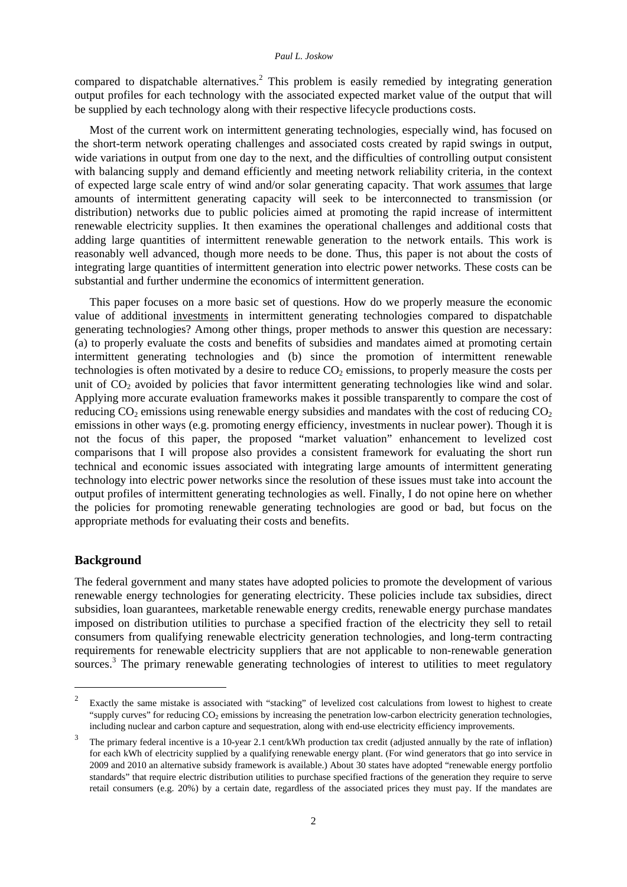compared to dispatchable alternatives.[2] This problem is easily remedied by integrating generation output profiles for each technology with the associated expected market value of the output that will be supplied by each technology along with their respective lifecycle productions costs.

Most of the current work on intermittent generating technologies, especially wind, has focused on the short-term network operating challenges and associated costs created by rapid swings in output, wide variations in output from one day to the next, and the difficulties of controlling output consistent with balancing supply and demand efficiently and meeting network reliability criteria, in the context of expected large scale entry of wind and/or solar generating capacity. That work assumes that large amounts of intermittent generating capacity will seek to be interconnected to transmission (or distribution) networks due to public policies aimed at promoting the rapid increase of intermittent renewable electricity supplies. It then examines the operational challenges and additional costs that adding large quantities of intermittent renewable generation to the network entails. This work is reasonably well advanced, though more needs to be done. Thus, this paper is not about the costs of integrating large quantities of intermittent generation into electric power networks. These costs can be substantial and further undermine the economics of intermittent generation.

This paper focuses on a more basic set of questions. How do we properly measure the economic value of additional investments in intermittent generating technologies compared to dispatchable generating technologies? Among other things, proper methods to answer this question are necessary: (a) to properly evaluate the costs and benefits of subsidies and mandates aimed at promoting certain intermittent generating technologies and (b) since the promotion of intermittent renewable technologies is often motivated by a desire to reduce $CO_2$ emissions, to properly measure the costs per unit of $CO_2$ avoided by policies that favor intermittent generating technologies like wind and solar. Applying more accurate evaluation frameworks makes it possible transparently to compare the cost of reducing $CO_2$ emissions using renewable energy subsidies and mandates with the cost of reducing $CO_2$ emissions in other ways (e.g. promoting energy efficiency, investments in nuclear power). Though it is not the focus of this paper, the proposed "market valuation" enhancement to levelized cost comparisons that I will propose also provides a consistent framework for evaluating the short run technical and economic issues associated with integrating large amounts of intermittent generating technology into electric power networks since the resolution of these issues must take into account the output profiles of intermittent generating technologies as well. Finally, I do not opine here on whether the policies for promoting renewable generating technologies are good or bad, but focus on the appropriate methods for evaluating their costs and benefits.

## Background

The federal government and many states have adopted policies to promote the development of various renewable energy technologies for generating electricity. These policies include tax subsidies, direct subsidies, loan guarantees, marketable renewable energy credits, renewable energy purchase mandates imposed on distribution utilities to purchase a specified fraction of the electricity they sell to retail consumers from qualifying renewable electricity generation technologies, and long-term contracting requirements for renewable electricity suppliers that are not applicable to non-renewable generation sources.[3] The primary renewable generating technologies of interest to utilities to meet regulatory

---

[2] Exactly the same mistake is associated with "stacking" of levelized cost calculations from lowest to highest to create "supply curves" for reducing $CO_2$ emissions by increasing the penetration low-carbon electricity generation technologies, including nuclear and carbon capture and sequestration, along with end-use electricity efficiency improvements.

[3] The primary federal incentive is a 10-year 2.1 cent/kWh production tax credit (adjusted annually by the rate of inflation) for each kWh of electricity supplied by a qualifying renewable energy plant. (For wind generators that go into service in 2009 and 2010 an alternative subsidy framework is available.) About 30 states have adopted "renewable energy portfolio standards" that require electric distribution utilities to purchase specified fractions of the generation they require to serve retail consumers (e.g. 20%) by a certain date, regardless of the associated prices they must pay. If the mandates are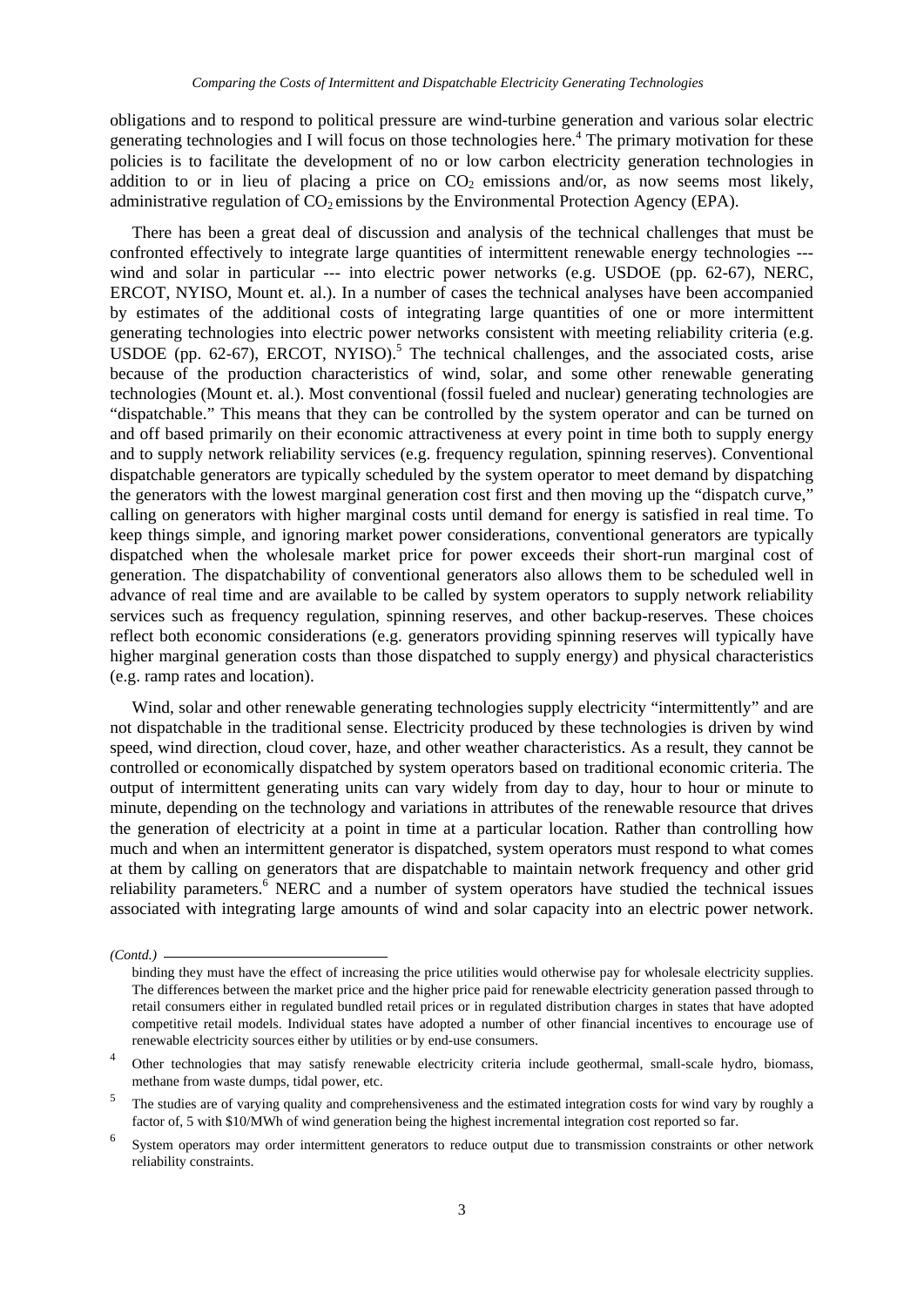obligations and to respond to political pressure are wind-turbine generation and various solar electric generating technologies and I will focus on those technologies here.[4] The primary motivation for these policies is to facilitate the development of no or low carbon electricity generation technologies in addition to or in lieu of placing a price on $CO_2$ emissions and/or, as now seems most likely, administrative regulation of $CO_2$ emissions by the Environmental Protection Agency (EPA).

There has been a great deal of discussion and analysis of the technical challenges that must be confronted effectively to integrate large quantities of intermittent renewable energy technologies --- wind and solar in particular --- into electric power networks (e.g. USDOE (pp. 62-67), NERC, ERCOT, NYISO, Mount et. al.). In a number of cases the technical analyses have been accompanied by estimates of the additional costs of integrating large quantities of one or more intermittent generating technologies into electric power networks consistent with meeting reliability criteria (e.g. USDOE (pp. 62-67), ERCOT, NYISO).[5] The technical challenges, and the associated costs, arise because of the production characteristics of wind, solar, and some other renewable generating technologies (Mount et. al.). Most conventional (fossil fueled and nuclear) generating technologies are "dispatchable." This means that they can be controlled by the system operator and can be turned on and off based primarily on their economic attractiveness at every point in time both to supply energy and to supply network reliability services (e.g. frequency regulation, spinning reserves). Conventional dispatchable generators are typically scheduled by the system operator to meet demand by dispatching the generators with the lowest marginal generation cost first and then moving up the "dispatch curve," calling on generators with higher marginal costs until demand for energy is satisfied in real time. To keep things simple, and ignoring market power considerations, conventional generators are typically dispatched when the wholesale market price for power exceeds their short-run marginal cost of generation. The dispatchability of conventional generators also allows them to be scheduled well in advance of real time and are available to be called by system operators to supply network reliability services such as frequency regulation, spinning reserves, and other backup-reserves. These choices reflect both economic considerations (e.g. generators providing spinning reserves will typically have higher marginal generation costs than those dispatched to supply energy) and physical characteristics (e.g. ramp rates and location).

Wind, solar and other renewable generating technologies supply electricity "intermittently" and are not dispatchable in the traditional sense. Electricity produced by these technologies is driven by wind speed, wind direction, cloud cover, haze, and other weather characteristics. As a result, they cannot be controlled or economically dispatched by system operators based on traditional economic criteria. The output of intermittent generating units can vary widely from day to day, hour to hour or minute to minute, depending on the technology and variations in attributes of the renewable resource that drives the generation of electricity at a point in time at a particular location. Rather than controlling how much and when an intermittent generator is dispatched, system operators must respond to what comes at them by calling on generators that are dispatchable to maintain network frequency and other grid reliability parameters.[6] NERC and a number of system operators have studied the technical issues associated with integrating large amounts of wind and solar capacity into an electric power network.

*(Contd.)*

binding they must have the effect of increasing the price utilities would otherwise pay for wholesale electricity supplies. The differences between the market price and the higher price paid for renewable electricity generation passed through to retail consumers either in regulated bundled retail prices or in regulated distribution charges in states that have adopted competitive retail models. Individual states have adopted a number of other financial incentives to encourage use of renewable electricity sources either by utilities or by end-use consumers.

[4] Other technologies that may satisfy renewable electricity criteria include geothermal, small-scale hydro, biomass, methane from waste dumps, tidal power, etc.

[5] The studies are of varying quality and comprehensiveness and the estimated integration costs for wind vary by roughly a factor of, 5 with \$10/MWh of wind generation being the highest incremental integration cost reported so far.

[6] System operators may order intermittent generators to reduce output due to transmission constraints or other network reliability constraints.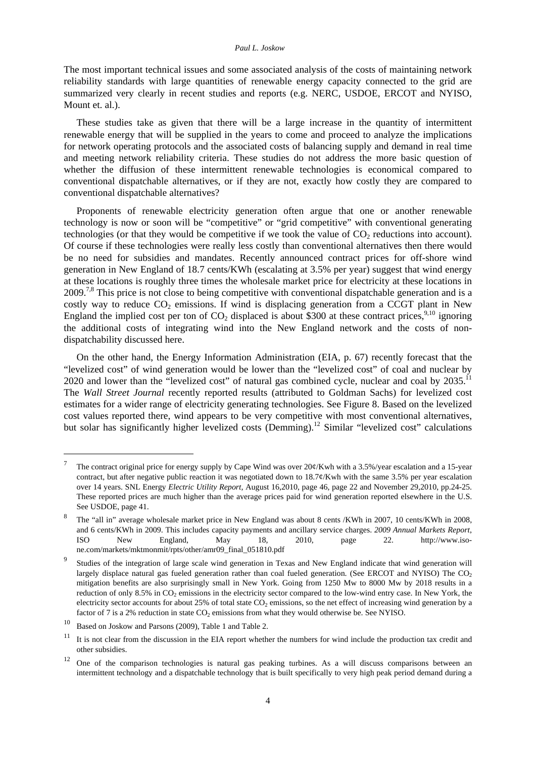The most important technical issues and some associated analysis of the costs of maintaining network reliability standards with large quantities of renewable energy capacity connected to the grid are summarized very clearly in recent studies and reports (e.g. NERC, USDOE, ERCOT and NYISO, Mount et. al.).

These studies take as given that there will be a large increase in the quantity of intermittent renewable energy that will be supplied in the years to come and proceed to analyze the implications for network operating protocols and the associated costs of balancing supply and demand in real time and meeting network reliability criteria. These studies do not address the more basic question of whether the diffusion of these intermittent renewable technologies is economical compared to conventional dispatchable alternatives, or if they are not, exactly how costly they are compared to conventional dispatchable alternatives?

Proponents of renewable electricity generation often argue that one or another renewable technology is now or soon will be "competitive" or "grid competitive" with conventional generating technologies (or that they would be competitive if we took the value of $CO_2$ reductions into account). Of course if these technologies were really less costly than conventional alternatives then there would be no need for subsidies and mandates. Recently announced contract prices for off-shore wind generation in New England of 18.7 cents/KWh (escalating at 3.5% per year) suggest that wind energy at these locations is roughly three times the wholesale market price for electricity at these locations in 2009.[7,8] This price is not close to being competitive with conventional dispatchable generation and is a costly way to reduce $CO_2$ emissions. If wind is displacing generation from a CCGT plant in New England the implied cost per ton of $CO_2$ displaced is about $300 at these contract prices,[9,10] ignoring the additional costs of integrating wind into the New England network and the costs of non-dispatchability discussed here.

On the other hand, the Energy Information Administration (EIA, p. 67) recently forecast that the "levelized cost" of wind generation would be lower than the "levelized cost" of coal and nuclear by 2020 and lower than the "levelized cost" of natural gas combined cycle, nuclear and coal by 2035.[11] The *Wall Street Journal* recently reported results (attributed to Goldman Sachs) for levelized cost estimates for a wider range of electricity generating technologies. See Figure 8. Based on the levelized cost values reported there, wind appears to be very competitive with most conventional alternatives, but solar has significantly higher levelized costs (Demming).[12] Similar "levelized cost" calculations

---

[7] The contract original price for energy supply by Cape Wind was over 20¢/Kwh with a 3.5%/year escalation and a 15-year contract, but after negative public reaction it was negotiated down to 18.7¢/Kwh with the same 3.5% per year escalation over 14 years. SNL Energy *Electric Utility Report*, August 16,2010, page 46, page 22 and November 29,2010, pp.24-25. These reported prices are much higher than the average prices paid for wind generation reported elsewhere in the U.S. See USDOE, page 41.

[8] The "all in" average wholesale market price in New England was about 8 cents /KWh in 2007, 10 cents/KWh in 2008, and 6 cents/KWh in 2009. This includes capacity payments and ancillary service charges. *2009 Annual Markets Report*, ISO New England, May 18, 2010, page 22. http://www.iso-ne.com/markets/mktmonmit/rpts/other/amr09_final_051810.pdf

[9] Studies of the integration of large scale wind generation in Texas and New England indicate that wind generation will largely displace natural gas fueled generation rather than coal fueled generation. (See ERCOT and NYISO) The $CO_2$ mitigation benefits are also surprisingly small in New York. Going from 1250 Mw to 8000 Mw by 2018 results in a reduction of only 8.5% in $CO_2$ emissions in the electricity sector compared to the low-wind entry case. In New York, the electricity sector accounts for about 25% of total state $CO_2$ emissions, so the net effect of increasing wind generation by a factor of 7 is a 2% reduction in state $CO_2$ emissions from what they would otherwise be. See NYISO.

[10] Based on Joskow and Parsons (2009), Table 1 and Table 2.

[11] It is not clear from the discussion in the EIA report whether the numbers for wind include the production tax credit and other subsidies.

[12] One of the comparison technologies is natural gas peaking turbines. As a will discuss comparisons between an intermittent technology and a dispatchable technology that is built specifically to very high peak period demand during a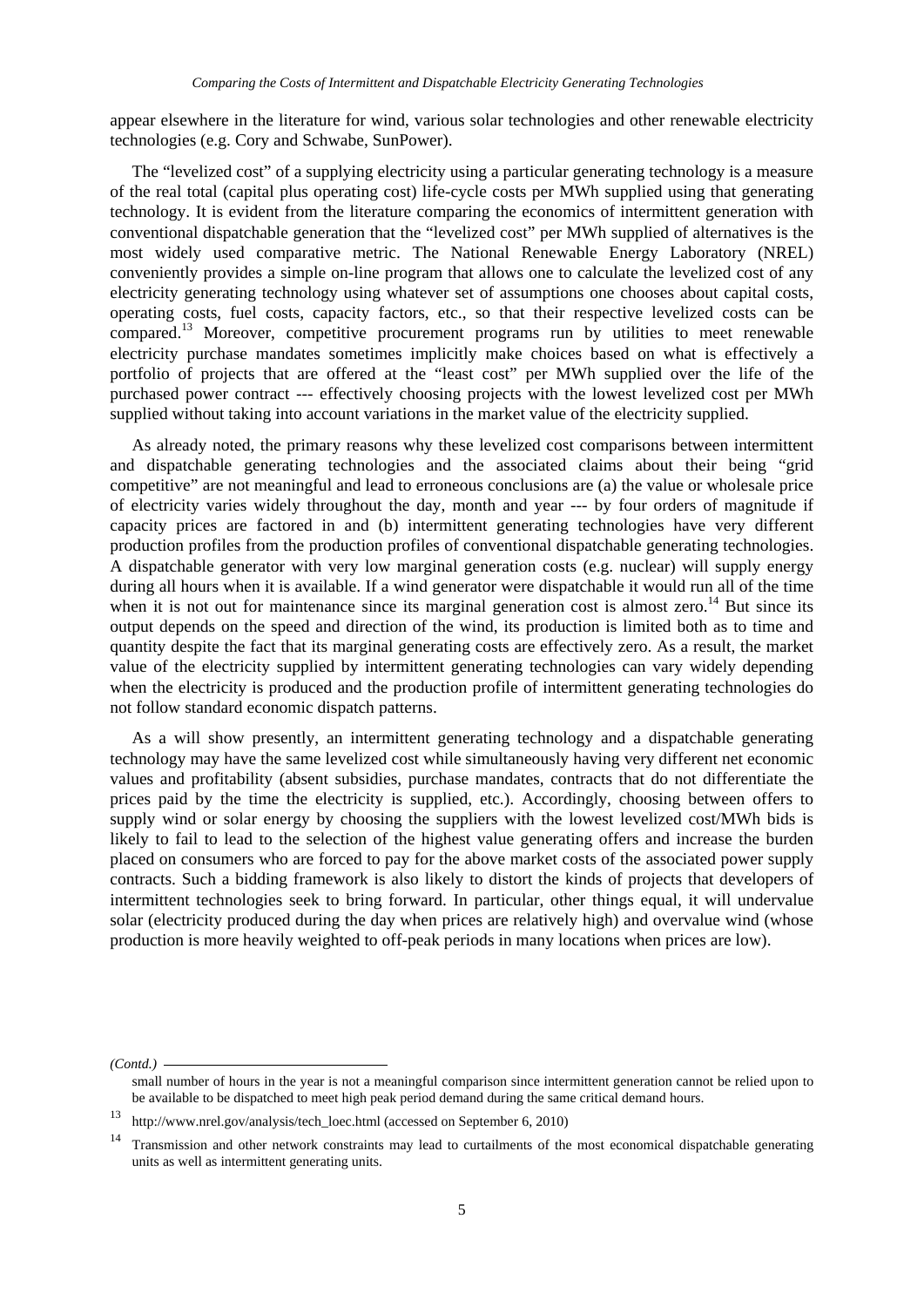appear elsewhere in the literature for wind, various solar technologies and other renewable electricity technologies (e.g. Cory and Schwabe, SunPower).

The "levelized cost" of a supplying electricity using a particular generating technology is a measure of the real total (capital plus operating cost) life-cycle costs per MWh supplied using that generating technology. It is evident from the literature comparing the economics of intermittent generation with conventional dispatchable generation that the "levelized cost" per MWh supplied of alternatives is the most widely used comparative metric. The National Renewable Energy Laboratory (NREL) conveniently provides a simple on-line program that allows one to calculate the levelized cost of any electricity generating technology using whatever set of assumptions one chooses about capital costs, operating costs, fuel costs, capacity factors, etc., so that their respective levelized costs can be compared.[13] Moreover, competitive procurement programs run by utilities to meet renewable electricity purchase mandates sometimes implicitly make choices based on what is effectively a portfolio of projects that are offered at the "least cost" per MWh supplied over the life of the purchased power contract --- effectively choosing projects with the lowest levelized cost per MWh supplied without taking into account variations in the market value of the electricity supplied.

As already noted, the primary reasons why these levelized cost comparisons between intermittent and dispatchable generating technologies and the associated claims about their being "grid competitive" are not meaningful and lead to erroneous conclusions are (a) the value or wholesale price of electricity varies widely throughout the day, month and year --- by four orders of magnitude if capacity prices are factored in and (b) intermittent generating technologies have very different production profiles from the production profiles of conventional dispatchable generating technologies. A dispatchable generator with very low marginal generation costs (e.g. nuclear) will supply energy during all hours when it is available. If a wind generator were dispatchable it would run all of the time when it is not out for maintenance since its marginal generation cost is almost zero.[14] But since its output depends on the speed and direction of the wind, its production is limited both as to time and quantity despite the fact that its marginal generating costs are effectively zero. As a result, the market value of the electricity supplied by intermittent generating technologies can vary widely depending when the electricity is produced and the production profile of intermittent generating technologies do not follow standard economic dispatch patterns.

As a will show presently, an intermittent generating technology and a dispatchable generating technology may have the same levelized cost while simultaneously having very different net economic values and profitability (absent subsidies, purchase mandates, contracts that do not differentiate the prices paid by the time the electricity is supplied, etc.). Accordingly, choosing between offers to supply wind or solar energy by choosing the suppliers with the lowest levelized cost/MWh bids is likely to fail to lead to the selection of the highest value generating offers and increase the burden placed on consumers who are forced to pay for the above market costs of the associated power supply contracts. Such a bidding framework is also likely to distort the kinds of projects that developers of intermittent technologies seek to bring forward. In particular, other things equal, it will undervalue solar (electricity produced during the day when prices are relatively high) and overvalue wind (whose production is more heavily weighted to off-peak periods in many locations when prices are low).

---

*(Contd.)*

small number of hours in the year is not a meaningful comparison since intermittent generation cannot be relied upon to be available to be dispatched to meet high peak period demand during the same critical demand hours.

[13] http://www.nrel.gov/analysis/tech_loec.html (accessed on September 6, 2010)

[14] Transmission and other network constraints may lead to curtailments of the most economical dispatchable generating units as well as intermittent generating units.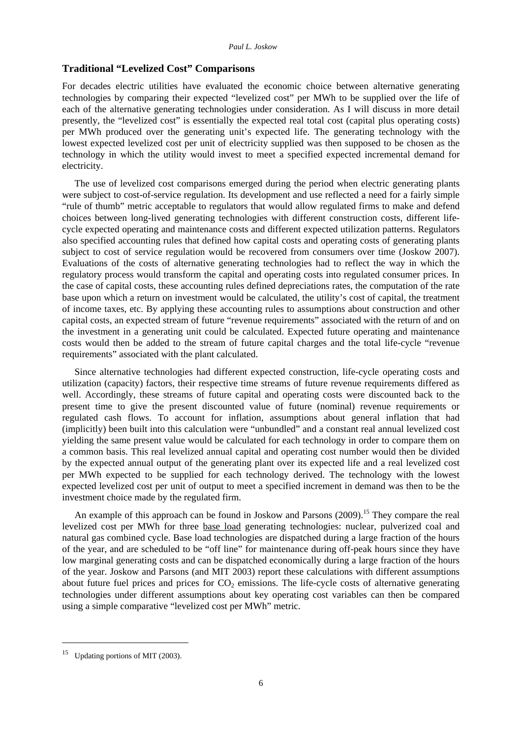## Traditional "Levelized Cost" Comparisons

For decades electric utilities have evaluated the economic choice between alternative generating technologies by comparing their expected "levelized cost" per MWh to be supplied over the life of each of the alternative generating technologies under consideration. As I will discuss in more detail presently, the "levelized cost" is essentially the expected real total cost (capital plus operating costs) per MWh produced over the generating unit's expected life. The generating technology with the lowest expected levelized cost per unit of electricity supplied was then supposed to be chosen as the technology in which the utility would invest to meet a specified expected incremental demand for electricity.

The use of levelized cost comparisons emerged during the period when electric generating plants were subject to cost-of-service regulation. Its development and use reflected a need for a fairly simple "rule of thumb" metric acceptable to regulators that would allow regulated firms to make and defend choices between long-lived generating technologies with different construction costs, different life-cycle expected operating and maintenance costs and different expected utilization patterns. Regulators also specified accounting rules that defined how capital costs and operating costs of generating plants subject to cost of service regulation would be recovered from consumers over time (Joskow 2007). Evaluations of the costs of alternative generating technologies had to reflect the way in which the regulatory process would transform the capital and operating costs into regulated consumer prices. In the case of capital costs, these accounting rules defined depreciations rates, the computation of the rate base upon which a return on investment would be calculated, the utility's cost of capital, the treatment of income taxes, etc. By applying these accounting rules to assumptions about construction and other capital costs, an expected stream of future "revenue requirements" associated with the return of and on the investment in a generating unit could be calculated. Expected future operating and maintenance costs would then be added to the stream of future capital charges and the total life-cycle "revenue requirements" associated with the plant calculated.

Since alternative technologies had different expected construction, life-cycle operating costs and utilization (capacity) factors, their respective time streams of future revenue requirements differed as well. Accordingly, these streams of future capital and operating costs were discounted back to the present time to give the present discounted value of future (nominal) revenue requirements or regulated cash flows. To account for inflation, assumptions about general inflation that had (implicitly) been built into this calculation were "unbundled" and a constant real annual levelized cost yielding the same present value would be calculated for each technology in order to compare them on a common basis. This real levelized annual capital and operating cost number would then be divided by the expected annual output of the generating plant over its expected life and a real levelized cost per MWh expected to be supplied for each technology derived. The technology with the lowest expected levelized cost per unit of output to meet a specified increment in demand was then to be the investment choice made by the regulated firm.

An example of this approach can be found in Joskow and Parsons (2009).[15] They compare the real levelized cost per MWh for three base load generating technologies: nuclear, pulverized coal and natural gas combined cycle. Base load technologies are dispatched during a large fraction of the hours of the year, and are scheduled to be "off line" for maintenance during off-peak hours since they have low marginal generating costs and can be dispatched economically during a large fraction of the hours of the year. Joskow and Parsons (and MIT 2003) report these calculations with different assumptions about future fuel prices and prices for $CO_2$ emissions. The life-cycle costs of alternative generating technologies under different assumptions about key operating cost variables can then be compared using a simple comparative "levelized cost per MWh" metric.

[15] Updating portions of MIT (2003).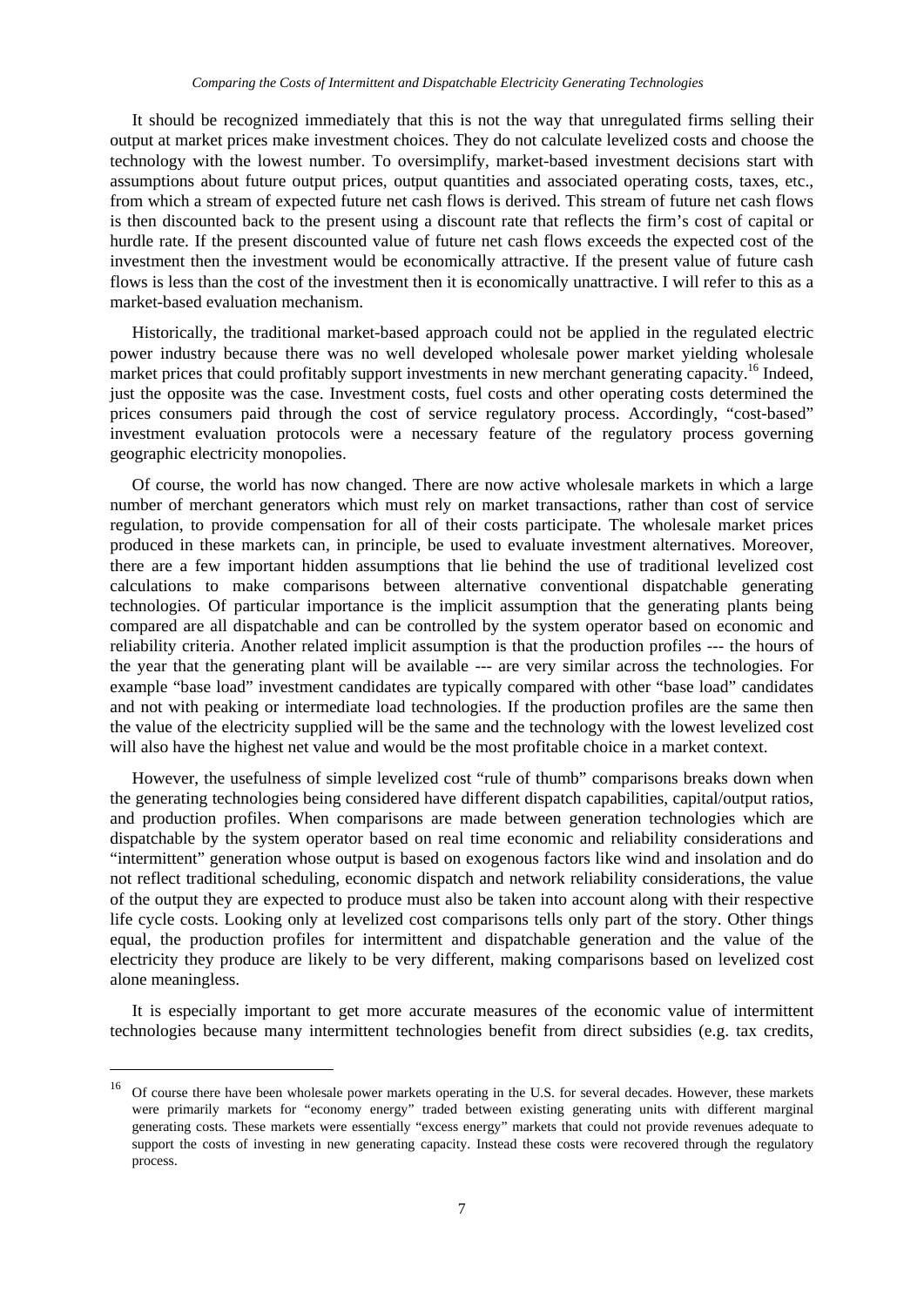It should be recognized immediately that this is not the way that unregulated firms selling their output at market prices make investment choices. They do not calculate levelized costs and choose the technology with the lowest number. To oversimplify, market-based investment decisions start with assumptions about future output prices, output quantities and associated operating costs, taxes, etc., from which a stream of expected future net cash flows is derived. This stream of future net cash flows is then discounted back to the present using a discount rate that reflects the firm's cost of capital or hurdle rate. If the present discounted value of future net cash flows exceeds the expected cost of the investment then the investment would be economically attractive. If the present value of future cash flows is less than the cost of the investment then it is economically unattractive. I will refer to this as a market-based evaluation mechanism.

Historically, the traditional market-based approach could not be applied in the regulated electric power industry because there was no well developed wholesale power market yielding wholesale market prices that could profitably support investments in new merchant generating capacity.[16] Indeed, just the opposite was the case. Investment costs, fuel costs and other operating costs determined the prices consumers paid through the cost of service regulatory process. Accordingly, "cost-based" investment evaluation protocols were a necessary feature of the regulatory process governing geographic electricity monopolies.

Of course, the world has now changed. There are now active wholesale markets in which a large number of merchant generators which must rely on market transactions, rather than cost of service regulation, to provide compensation for all of their costs participate. The wholesale market prices produced in these markets can, in principle, be used to evaluate investment alternatives. Moreover, there are a few important hidden assumptions that lie behind the use of traditional levelized cost calculations to make comparisons between alternative conventional dispatchable generating technologies. Of particular importance is the implicit assumption that the generating plants being compared are all dispatchable and can be controlled by the system operator based on economic and reliability criteria. Another related implicit assumption is that the production profiles --- the hours of the year that the generating plant will be available --- are very similar across the technologies. For example "base load" investment candidates are typically compared with other "base load" candidates and not with peaking or intermediate load technologies. If the production profiles are the same then the value of the electricity supplied will be the same and the technology with the lowest levelized cost will also have the highest net value and would be the most profitable choice in a market context.

However, the usefulness of simple levelized cost "rule of thumb" comparisons breaks down when the generating technologies being considered have different dispatch capabilities, capital/output ratios, and production profiles. When comparisons are made between generation technologies which are dispatchable by the system operator based on real time economic and reliability considerations and "intermittent" generation whose output is based on exogenous factors like wind and insolation and do not reflect traditional scheduling, economic dispatch and network reliability considerations, the value of the output they are expected to produce must also be taken into account along with their respective life cycle costs. Looking only at levelized cost comparisons tells only part of the story. Other things equal, the production profiles for intermittent and dispatchable generation and the value of the electricity they produce are likely to be very different, making comparisons based on levelized cost alone meaningless.

It is especially important to get more accurate measures of the economic value of intermittent technologies because many intermittent technologies benefit from direct subsidies (e.g. tax credits,

[16] Of course there have been wholesale power markets operating in the U.S. for several decades. However, these markets were primarily markets for "economy energy" traded between existing generating units with different marginal generating costs. These markets were essentially "excess energy" markets that could not provide revenues adequate to support the costs of investing in new generating capacity. Instead these costs were recovered through the regulatory process.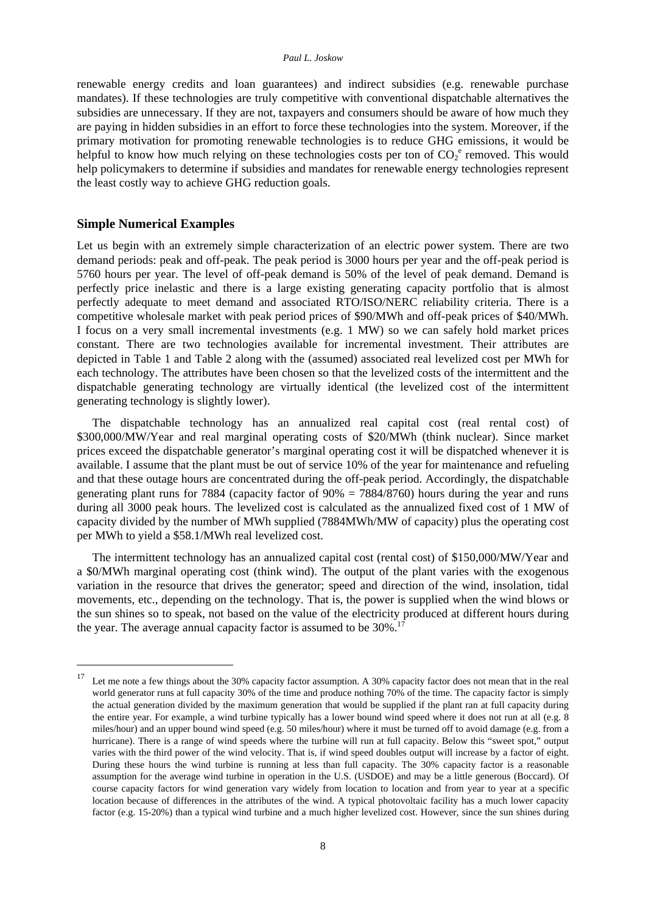renewable energy credits and loan guarantees) and indirect subsidies (e.g. renewable purchase mandates). If these technologies are truly competitive with conventional dispatchable alternatives the subsidies are unnecessary. If they are not, taxpayers and consumers should be aware of how much they are paying in hidden subsidies in an effort to force these technologies into the system. Moreover, if the primary motivation for promoting renewable technologies is to reduce GHG emissions, it would be helpful to know how much relying on these technologies costs per ton of $CO_2^e$ removed. This would help policymakers to determine if subsidies and mandates for renewable energy technologies represent the least costly way to achieve GHG reduction goals.

## Simple Numerical Examples

Let us begin with an extremely simple characterization of an electric power system. There are two demand periods: peak and off-peak. The peak period is 3000 hours per year and the off-peak period is 5760 hours per year. The level of off-peak demand is 50% of the level of peak demand. Demand is perfectly price inelastic and there is a large existing generating capacity portfolio that is almost perfectly adequate to meet demand and associated RTO/ISO/NERC reliability criteria. There is a competitive wholesale market with peak period prices of $90/MWh and off-peak prices of $40/MWh. I focus on a very small incremental investments (e.g. 1 MW) so we can safely hold market prices constant. There are two technologies available for incremental investment. Their attributes are depicted in Table 1 and Table 2 along with the (assumed) associated real levelized cost per MWh for each technology. The attributes have been chosen so that the levelized costs of the intermittent and the dispatchable generating technology are virtually identical (the levelized cost of the intermittent generating technology is slightly lower).

The dispatchable technology has an annualized real capital cost (real rental cost) of $300,000/MW/Year and real marginal operating costs of $20/MWh (think nuclear). Since market prices exceed the dispatchable generator's marginal operating cost it will be dispatched whenever it is available. I assume that the plant must be out of service 10% of the year for maintenance and refueling and that these outage hours are concentrated during the off-peak period. Accordingly, the dispatchable generating plant runs for 7884 (capacity factor of 90% = 7884/8760) hours during the year and runs during all 3000 peak hours. The levelized cost is calculated as the annualized fixed cost of 1 MW of capacity divided by the number of MWh supplied (7884MWh/MW of capacity) plus the operating cost per MWh to yield a $58.1/MWh real levelized cost.

The intermittent technology has an annualized capital cost (rental cost) of $150,000/MW/Year and a $0/MWh marginal operating cost (think wind). The output of the plant varies with the exogenous variation in the resource that drives the generator; speed and direction of the wind, insolation, tidal movements, etc., depending on the technology. That is, the power is supplied when the wind blows or the sun shines so to speak, not based on the value of the electricity produced at different hours during the year. The average annual capacity factor is assumed to be 30%.[17]

---

[17] Let me note a few things about the 30% capacity factor assumption. A 30% capacity factor does not mean that in the real world generator runs at full capacity 30% of the time and produce nothing 70% of the time. The capacity factor is simply the actual generation divided by the maximum generation that would be supplied if the plant ran at full capacity during the entire year. For example, a wind turbine typically has a lower bound wind speed where it does not run at all (e.g. 8 miles/hour) and an upper bound wind speed (e.g. 50 miles/hour) where it must be turned off to avoid damage (e.g. from a hurricane). There is a range of wind speeds where the turbine will run at full capacity. Below this "sweet spot," output varies with the third power of the wind velocity. That is, if wind speed doubles output will increase by a factor of eight. During these hours the wind turbine is running at less than full capacity. The 30% capacity factor is a reasonable assumption for the average wind turbine in operation in the U.S. (USDOE) and may be a little generous (Boccard). Of course capacity factors for wind generation vary widely from location to location and from year to year at a specific location because of differences in the attributes of the wind. A typical photovoltaic facility has a much lower capacity factor (e.g. 15-20%) than a typical wind turbine and a much higher levelized cost. However, since the sun shines during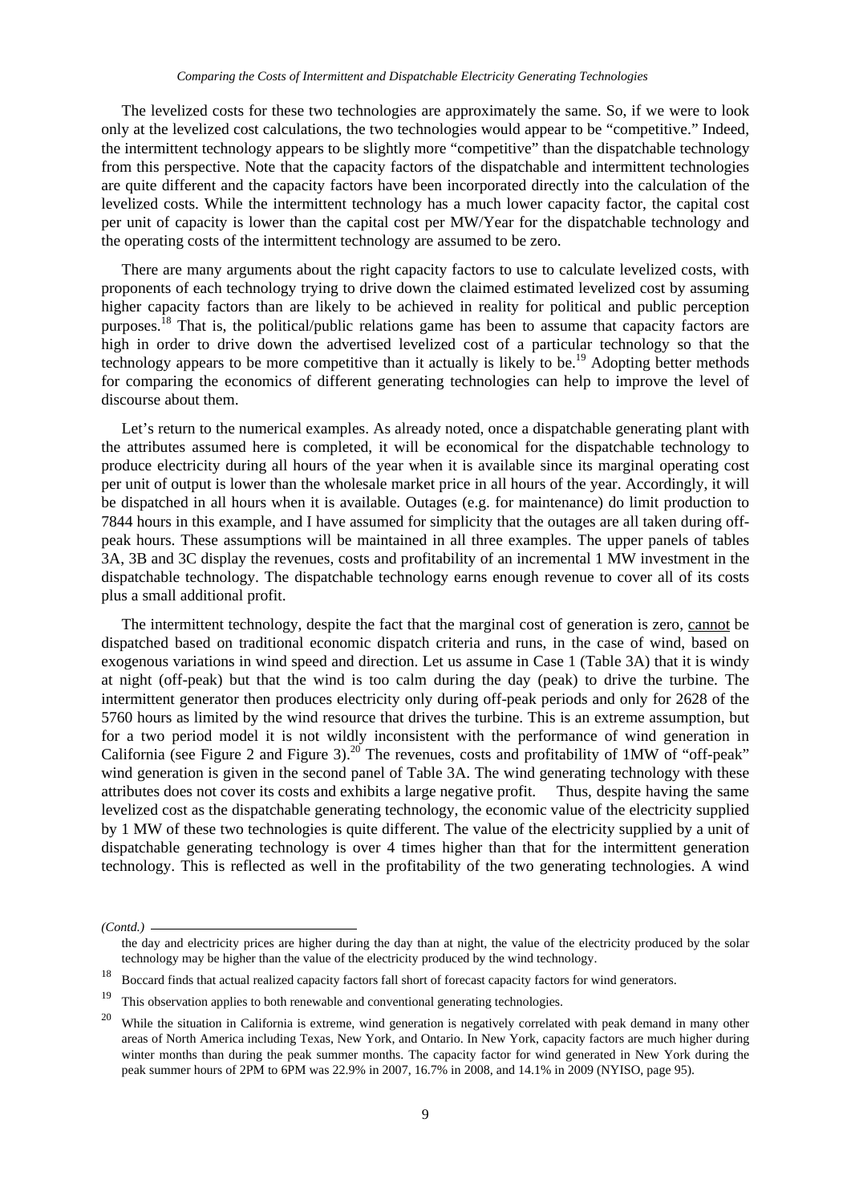The levelized costs for these two technologies are approximately the same. So, if we were to look only at the levelized cost calculations, the two technologies would appear to be "competitive." Indeed, the intermittent technology appears to be slightly more "competitive" than the dispatchable technology from this perspective. Note that the capacity factors of the dispatchable and intermittent technologies are quite different and the capacity factors have been incorporated directly into the calculation of the levelized costs. While the intermittent technology has a much lower capacity factor, the capital cost per unit of capacity is lower than the capital cost per MW/Year for the dispatchable technology and the operating costs of the intermittent technology are assumed to be zero.

There are many arguments about the right capacity factors to use to calculate levelized costs, with proponents of each technology trying to drive down the claimed estimated levelized cost by assuming higher capacity factors than are likely to be achieved in reality for political and public perception purposes.[18] That is, the political/public relations game has been to assume that capacity factors are high in order to drive down the advertised levelized cost of a particular technology so that the technology appears to be more competitive than it actually is likely to be.[19] Adopting better methods for comparing the economics of different generating technologies can help to improve the level of discourse about them.

Let's return to the numerical examples. As already noted, once a dispatchable generating plant with the attributes assumed here is completed, it will be economical for the dispatchable technology to produce electricity during all hours of the year when it is available since its marginal operating cost per unit of output is lower than the wholesale market price in all hours of the year. Accordingly, it will be dispatched in all hours when it is available. Outages (e.g. for maintenance) do limit production to 7844 hours in this example, and I have assumed for simplicity that the outages are all taken during off-peak hours. These assumptions will be maintained in all three examples. The upper panels of tables 3A, 3B and 3C display the revenues, costs and profitability of an incremental 1 MW investment in the dispatchable technology. The dispatchable technology earns enough revenue to cover all of its costs plus a small additional profit.

The intermittent technology, despite the fact that the marginal cost of generation is zero, <u>cannot</u> be dispatched based on traditional economic dispatch criteria and runs, in the case of wind, based on exogenous variations in wind speed and direction. Let us assume in Case 1 (Table 3A) that it is windy at night (off-peak) but that the wind is too calm during the day (peak) to drive the turbine. The intermittent generator then produces electricity only during off-peak periods and only for 2628 of the 5760 hours as limited by the wind resource that drives the turbine. This is an extreme assumption, but for a two period model it is not wildly inconsistent with the performance of wind generation in California (see Figure 2 and Figure 3).[20] The revenues, costs and profitability of 1MW of "off-peak" wind generation is given in the second panel of Table 3A. The wind generating technology with these attributes does not cover its costs and exhibits a large negative profit. Thus, despite having the same levelized cost as the dispatchable generating technology, the economic value of the electricity supplied by 1 MW of these two technologies is quite different. The value of the electricity supplied by a unit of dispatchable generating technology is over 4 times higher than that for the intermittent generation technology. This is reflected as well in the profitability of the two generating technologies. A wind

---

*(Contd.)*

the day and electricity prices are higher during the day than at night, the value of the electricity produced by the solar technology may be higher than the value of the electricity produced by the wind technology.

[18] Boccard finds that actual realized capacity factors fall short of forecast capacity factors for wind generators.

[19] This observation applies to both renewable and conventional generating technologies.

[20] While the situation in California is extreme, wind generation is negatively correlated with peak demand in many other areas of North America including Texas, New York, and Ontario. In New York, capacity factors are much higher during winter months than during the peak summer months. The capacity factor for wind generated in New York during the peak summer hours of 2PM to 6PM was 22.9% in 2007, 16.7% in 2008, and 14.1% in 2009 (NYISO, page 95).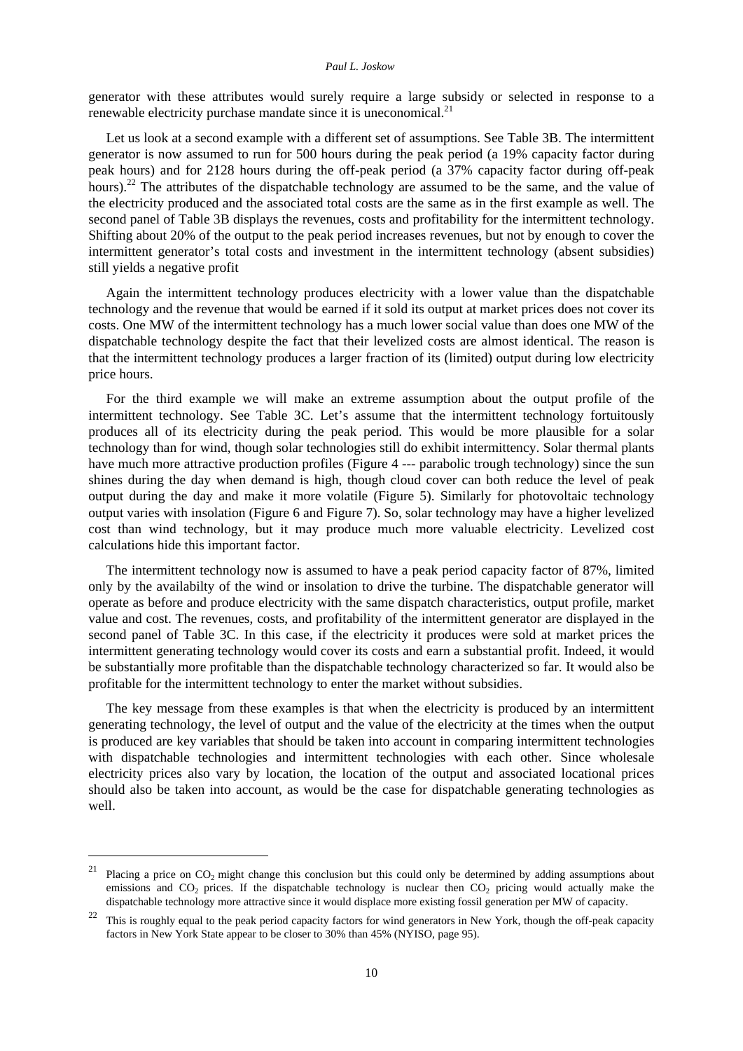generator with these attributes would surely require a large subsidy or selected in response to a renewable electricity purchase mandate since it is uneconomical.[21]

Let us look at a second example with a different set of assumptions. See Table 3B. The intermittent generator is now assumed to run for 500 hours during the peak period (a 19% capacity factor during peak hours) and for 2128 hours during the off-peak period (a 37% capacity factor during off-peak hours).[22] The attributes of the dispatchable technology are assumed to be the same, and the value of the electricity produced and the associated total costs are the same as in the first example as well. The second panel of Table 3B displays the revenues, costs and profitability for the intermittent technology. Shifting about 20% of the output to the peak period increases revenues, but not by enough to cover the intermittent generator's total costs and investment in the intermittent technology (absent subsidies) still yields a negative profit

Again the intermittent technology produces electricity with a lower value than the dispatchable technology and the revenue that would be earned if it sold its output at market prices does not cover its costs. One MW of the intermittent technology has a much lower social value than does one MW of the dispatchable technology despite the fact that their levelized costs are almost identical. The reason is that the intermittent technology produces a larger fraction of its (limited) output during low electricity price hours.

For the third example we will make an extreme assumption about the output profile of the intermittent technology. See Table 3C. Let's assume that the intermittent technology fortuitously produces all of its electricity during the peak period. This would be more plausible for a solar technology than for wind, though solar technologies still do exhibit intermittency. Solar thermal plants have much more attractive production profiles (Figure 4 --- parabolic trough technology) since the sun shines during the day when demand is high, though cloud cover can both reduce the level of peak output during the day and make it more volatile (Figure 5). Similarly for photovoltaic technology output varies with insolation (Figure 6 and Figure 7). So, solar technology may have a higher levelized cost than wind technology, but it may produce much more valuable electricity. Levelized cost calculations hide this important factor.

The intermittent technology now is assumed to have a peak period capacity factor of 87%, limited only by the availabilty of the wind or insolation to drive the turbine. The dispatchable generator will operate as before and produce electricity with the same dispatch characteristics, output profile, market value and cost. The revenues, costs, and profitability of the intermittent generator are displayed in the second panel of Table 3C. In this case, if the electricity it produces were sold at market prices the intermittent generating technology would cover its costs and earn a substantial profit. Indeed, it would be substantially more profitable than the dispatchable technology characterized so far. It would also be profitable for the intermittent technology to enter the market without subsidies.

The key message from these examples is that when the electricity is produced by an intermittent generating technology, the level of output and the value of the electricity at the times when the output is produced are key variables that should be taken into account in comparing intermittent technologies with dispatchable technologies and intermittent technologies with each other. Since wholesale electricity prices also vary by location, the location of the output and associated locational prices should also be taken into account, as would be the case for dispatchable generating technologies as well.

---

[21] Placing a price on $CO_2$ might change this conclusion but this could only be determined by adding assumptions about emissions and $CO_2$ prices. If the dispatchable technology is nuclear then $CO_2$ pricing would actually make the dispatchable technology more attractive since it would displace more existing fossil generation per MW of capacity.

[22] This is roughly equal to the peak period capacity factors for wind generators in New York, though the off-peak capacity factors in New York State appear to be closer to 30% than 45% (NYISO, page 95).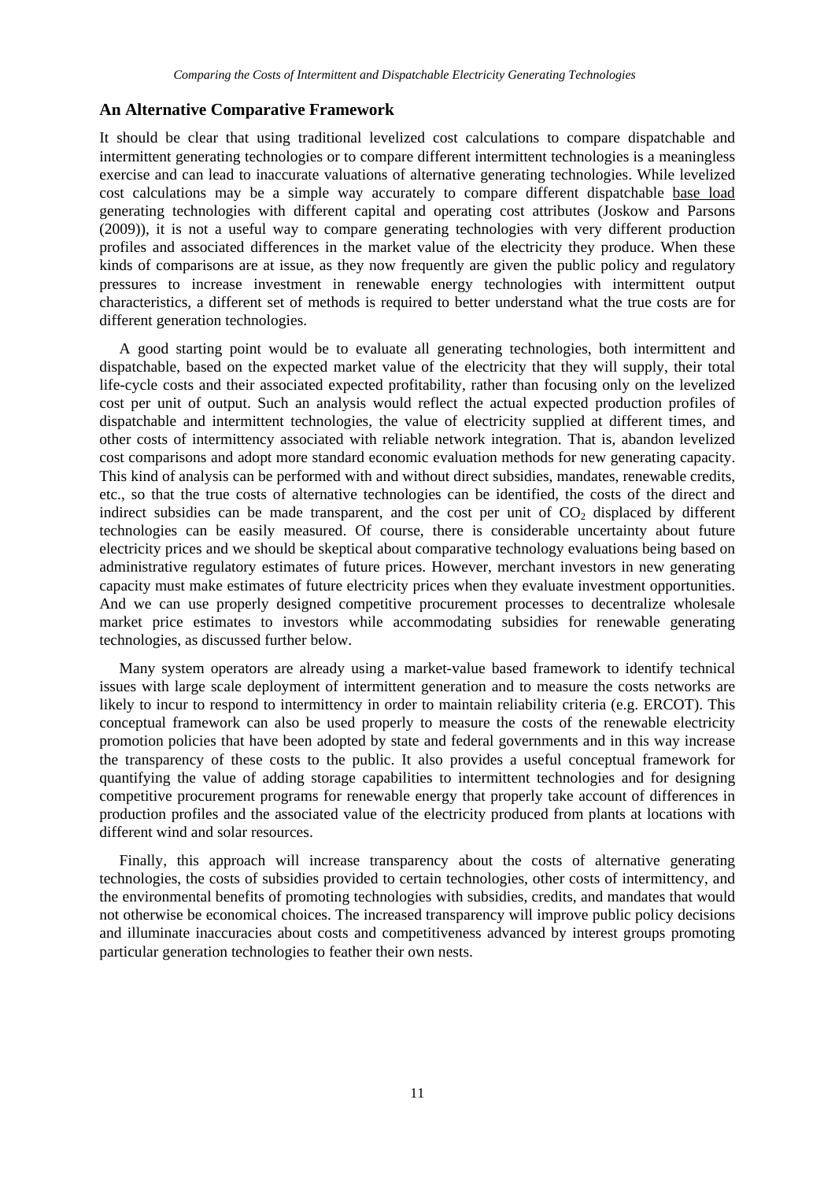## An Alternative Comparative Framework

It should be clear that using traditional levelized cost calculations to compare dispatchable and intermittent generating technologies or to compare different intermittent technologies is a meaningless exercise and can lead to inaccurate valuations of alternative generating technologies. While levelized cost calculations may be a simple way accurately to compare different dispatchable base load generating technologies with different capital and operating cost attributes (Joskow and Parsons (2009)), it is not a useful way to compare generating technologies with very different production profiles and associated differences in the market value of the electricity they produce. When these kinds of comparisons are at issue, as they now frequently are given the public policy and regulatory pressures to increase investment in renewable energy technologies with intermittent output characteristics, a different set of methods is required to better understand what the true costs are for different generation technologies.

A good starting point would be to evaluate all generating technologies, both intermittent and dispatchable, based on the expected market value of the electricity that they will supply, their total life-cycle costs and their associated expected profitability, rather than focusing only on the levelized cost per unit of output. Such an analysis would reflect the actual expected production profiles of dispatchable and intermittent technologies, the value of electricity supplied at different times, and other costs of intermittency associated with reliable network integration. That is, abandon levelized cost comparisons and adopt more standard economic evaluation methods for new generating capacity. This kind of analysis can be performed with and without direct subsidies, mandates, renewable credits, etc., so that the true costs of alternative technologies can be identified, the costs of the direct and indirect subsidies can be made transparent, and the cost per unit of $CO_2$ displaced by different technologies can be easily measured. Of course, there is considerable uncertainty about future electricity prices and we should be skeptical about comparative technology evaluations being based on administrative regulatory estimates of future prices. However, merchant investors in new generating capacity must make estimates of future electricity prices when they evaluate investment opportunities. And we can use properly designed competitive procurement processes to decentralize wholesale market price estimates to investors while accommodating subsidies for renewable generating technologies, as discussed further below.

Many system operators are already using a market-value based framework to identify technical issues with large scale deployment of intermittent generation and to measure the costs networks are likely to incur to respond to intermittency in order to maintain reliability criteria (e.g. ERCOT). This conceptual framework can also be used properly to measure the costs of the renewable electricity promotion policies that have been adopted by state and federal governments and in this way increase the transparency of these costs to the public. It also provides a useful conceptual framework for quantifying the value of adding storage capabilities to intermittent technologies and for designing competitive procurement programs for renewable energy that properly take account of differences in production profiles and the associated value of the electricity produced from plants at locations with different wind and solar resources.

Finally, this approach will increase transparency about the costs of alternative generating technologies, the costs of subsidies provided to certain technologies, other costs of intermittency, and the environmental benefits of promoting technologies with subsidies, credits, and mandates that would not otherwise be economical choices. The increased transparency will improve public policy decisions and illuminate inaccuracies about costs and competitiveness advanced by interest groups promoting particular generation technologies to feather their own nests.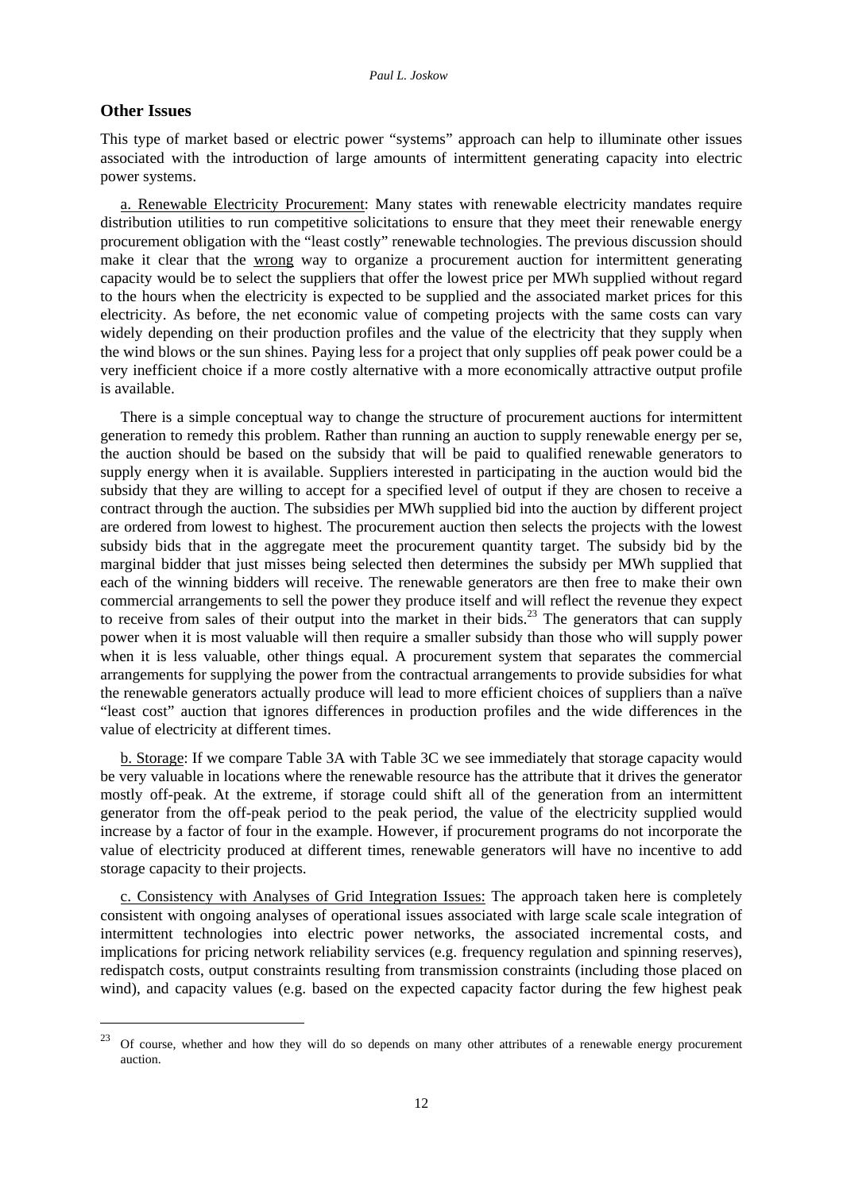## Other Issues

This type of market based or electric power "systems" approach can help to illuminate other issues associated with the introduction of large amounts of intermittent generating capacity into electric power systems.

a. Renewable Electricity Procurement: Many states with renewable electricity mandates require distribution utilities to run competitive solicitations to ensure that they meet their renewable energy procurement obligation with the "least costly" renewable technologies. The previous discussion should make it clear that the wrong way to organize a procurement auction for intermittent generating capacity would be to select the suppliers that offer the lowest price per MWh supplied without regard to the hours when the electricity is expected to be supplied and the associated market prices for this electricity. As before, the net economic value of competing projects with the same costs can vary widely depending on their production profiles and the value of the electricity that they supply when the wind blows or the sun shines. Paying less for a project that only supplies off peak power could be a very inefficient choice if a more costly alternative with a more economically attractive output profile is available.

There is a simple conceptual way to change the structure of procurement auctions for intermittent generation to remedy this problem. Rather than running an auction to supply renewable energy per se, the auction should be based on the subsidy that will be paid to qualified renewable generators to supply energy when it is available. Suppliers interested in participating in the auction would bid the subsidy that they are willing to accept for a specified level of output if they are chosen to receive a contract through the auction. The subsidies per MWh supplied bid into the auction by different project are ordered from lowest to highest. The procurement auction then selects the projects with the lowest subsidy bids that in the aggregate meet the procurement quantity target. The subsidy bid by the marginal bidder that just misses being selected then determines the subsidy per MWh supplied that each of the winning bidders will receive. The renewable generators are then free to make their own commercial arrangements to sell the power they produce itself and will reflect the revenue they expect to receive from sales of their output into the market in their bids.[23] The generators that can supply power when it is most valuable will then require a smaller subsidy than those who will supply power when it is less valuable, other things equal. A procurement system that separates the commercial arrangements for supplying the power from the contractual arrangements to provide subsidies for what the renewable generators actually produce will lead to more efficient choices of suppliers than a naïve "least cost" auction that ignores differences in production profiles and the wide differences in the value of electricity at different times.

b. Storage: If we compare Table 3A with Table 3C we see immediately that storage capacity would be very valuable in locations where the renewable resource has the attribute that it drives the generator mostly off-peak. At the extreme, if storage could shift all of the generation from an intermittent generator from the off-peak period to the peak period, the value of the electricity supplied would increase by a factor of four in the example. However, if procurement programs do not incorporate the value of electricity produced at different times, renewable generators will have no incentive to add storage capacity to their projects.

c. Consistency with Analyses of Grid Integration Issues: The approach taken here is completely consistent with ongoing analyses of operational issues associated with large scale scale integration of intermittent technologies into electric power networks, the associated incremental costs, and implications for pricing network reliability services (e.g. frequency regulation and spinning reserves), redispatch costs, output constraints resulting from transmission constraints (including those placed on wind), and capacity values (e.g. based on the expected capacity factor during the few highest peak

[23] Of course, whether and how they will do so depends on many other attributes of a renewable energy procurement auction.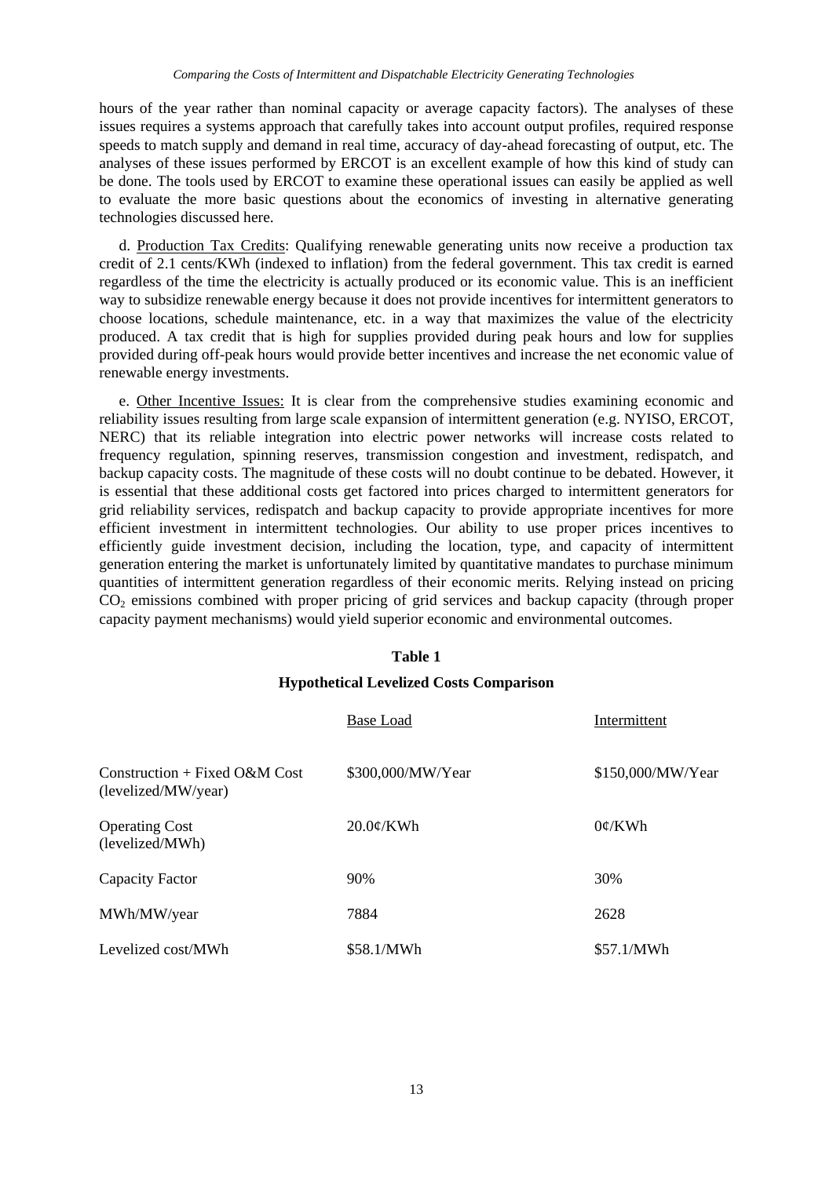hours of the year rather than nominal capacity or average capacity factors). The analyses of these issues requires a systems approach that carefully takes into account output profiles, required response speeds to match supply and demand in real time, accuracy of day-ahead forecasting of output, etc. The analyses of these issues performed by ERCOT is an excellent example of how this kind of study can be done. The tools used by ERCOT to examine these operational issues can easily be applied as well to evaluate the more basic questions about the economics of investing in alternative generating technologies discussed here.

d. Production Tax Credits: Qualifying renewable generating units now receive a production tax credit of 2.1 cents/KWh (indexed to inflation) from the federal government. This tax credit is earned regardless of the time the electricity is actually produced or its economic value. This is an inefficient way to subsidize renewable energy because it does not provide incentives for intermittent generators to choose locations, schedule maintenance, etc. in a way that maximizes the value of the electricity produced. A tax credit that is high for supplies provided during peak hours and low for supplies provided during off-peak hours would provide better incentives and increase the net economic value of renewable energy investments.

e. Other Incentive Issues: It is clear from the comprehensive studies examining economic and reliability issues resulting from large scale expansion of intermittent generation (e.g. NYISO, ERCOT, NERC) that its reliable integration into electric power networks will increase costs related to frequency regulation, spinning reserves, transmission congestion and investment, redispatch, and backup capacity costs. The magnitude of these costs will no doubt continue to be debated. However, it is essential that these additional costs get factored into prices charged to intermittent generators for grid reliability services, redispatch and backup capacity to provide appropriate incentives for more efficient investment in intermittent technologies. Our ability to use proper prices incentives to efficiently guide investment decision, including the location, type, and capacity of intermittent generation entering the market is unfortunately limited by quantitative mandates to purchase minimum quantities of intermittent generation regardless of their economic merits. Relying instead on pricing $CO_2$ emissions combined with proper pricing of grid services and backup capacity (through proper capacity payment mechanisms) would yield superior economic and environmental outcomes.

**Table 1**

**Hypothetical Levelized Costs Comparison**

| | Base Load | Intermittent |
|---|---|---|
| Construction + Fixed O&M Cost (levelized/MW/year) | \$300,000/MW/Year | \$150,000/MW/Year |
| Operating Cost (levelized/MWh) | 20.0¢/KWh | 0¢/KWh |
| Capacity Factor | 90% | 30% |
| MWh/MW/year | 7884 | 2628 |
| Levelized cost/MWh | \$58.1/MWh | \$57.1/MWh |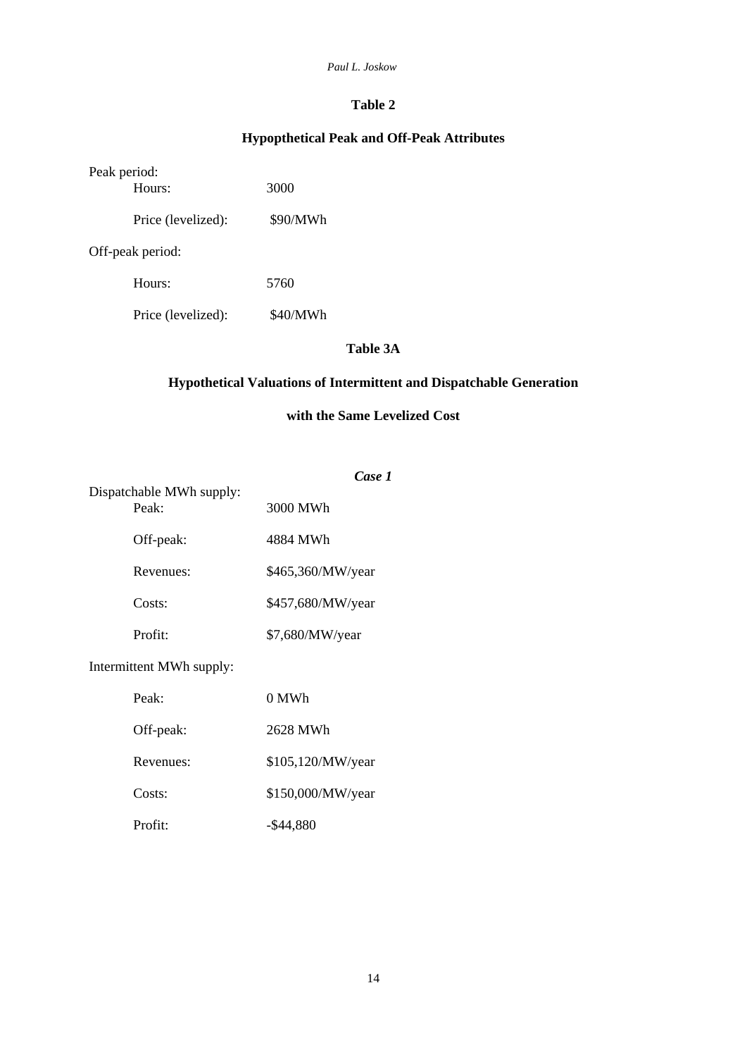**Table 2**

**Hypopthetical Peak and Off-Peak Attributes**

| | |
|---|---|
| Peak period: | |
| Hours: | 3000 |
| Price (levelized): | $90/MWh |
| Off-peak period: | |
| Hours: | 5760 |
| Price (levelized): | $40/MWh |

**Table 3A**

**Hypothetical Valuations of Intermittent and Dispatchable Generation**

**with the Same Levelized Cost**

| | ***Case 1*** |
|---|---|
| Dispatchable MWh supply: | |
| Peak: | 3000 MWh |
| Off-peak: | 4884 MWh |
| Revenues: | $465,360/MW/year |
| Costs: | $457,680/MW/year |
| Profit: | $7,680/MW/year |
| Intermittent MWh supply: | |
| Peak: | 0 MWh |
| Off-peak: | 2628 MWh |
| Revenues: | $105,120/MW/year |
| Costs: | $150,000/MW/year |
| Profit: | -$44,880 |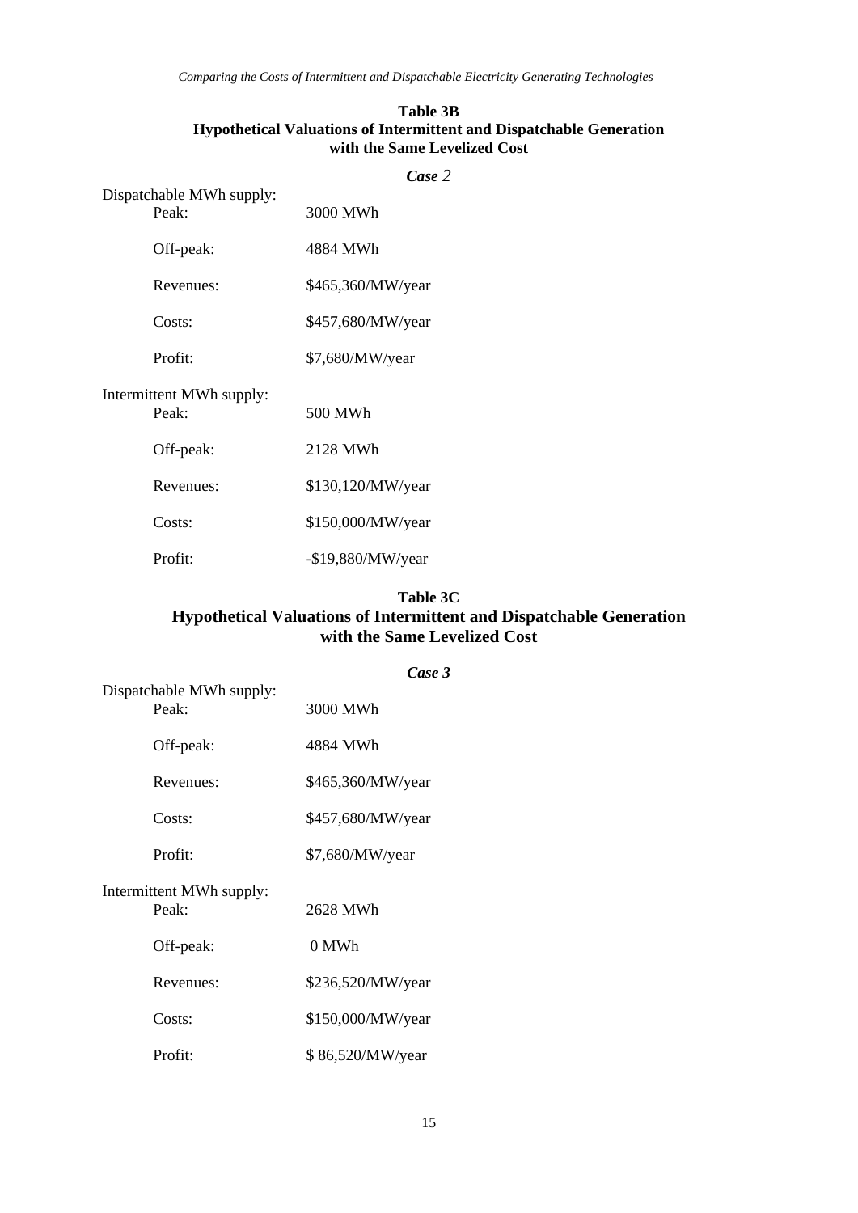**Table 3B**
**Hypothetical Valuations of Intermittent and Dispatchable Generation with the Same Levelized Cost**

| | *Case 2* |
|---|---|
| Dispatchable MWh supply: | |
| Peak: | 3000 MWh |
| Off-peak: | 4884 MWh |
| Revenues: | $465,360/MW/year |
| Costs: | $457,680/MW/year |
| Profit: | $7,680/MW/year |
| Intermittent MWh supply: | |
| Peak: | 500 MWh |
| Off-peak: | 2128 MWh |
| Revenues: | $130,120/MW/year |
| Costs: | $150,000/MW/year |
| Profit: | -$19,880/MW/year |

**Table 3C**
**Hypothetical Valuations of Intermittent and Dispatchable Generation with the Same Levelized Cost**

| | *Case 3* |
|---|---|
| Dispatchable MWh supply: | |
| Peak: | 3000 MWh |
| Off-peak: | 4884 MWh |
| Revenues: | $465,360/MW/year |
| Costs: | $457,680/MW/year |
| Profit: | $7,680/MW/year |
| Intermittent MWh supply: | |
| Peak: | 2628 MWh |
| Off-peak: | 0 MWh |
| Revenues: | $236,520/MW/year |
| Costs: | $150,000/MW/year |
| Profit: | $ 86,520/MW/year |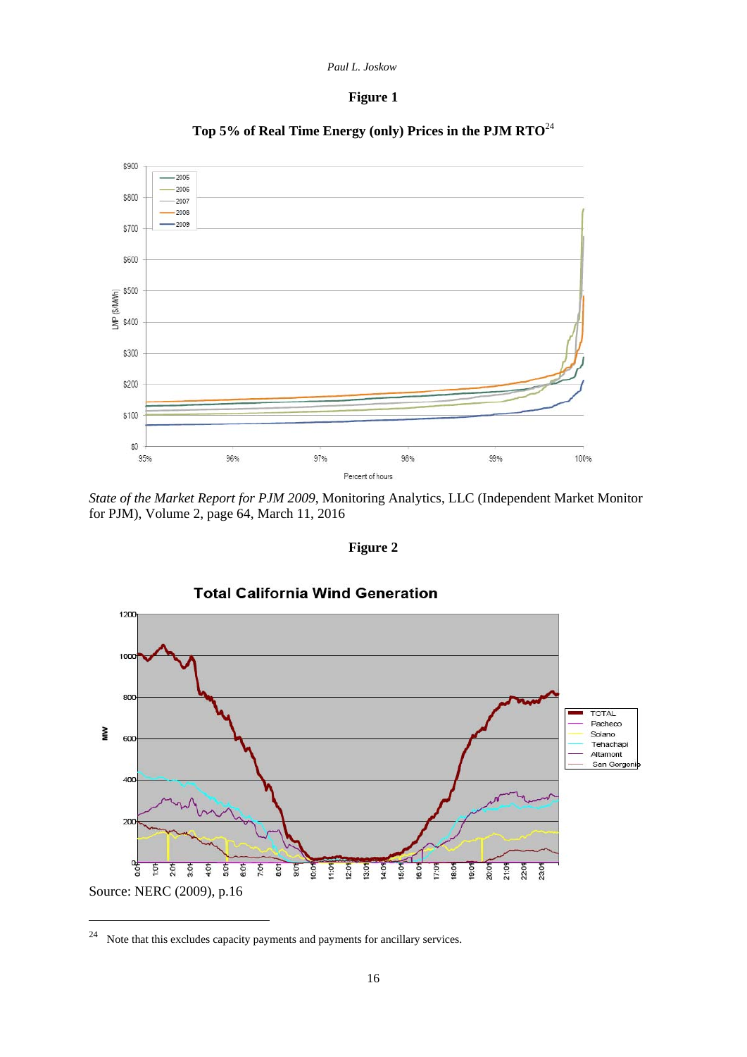**Figure 1**

**Top 5% of Real Time Energy (only) Prices in the PJM RTO**[24]

*State of the Market Report for PJM 2009*, Monitoring Analytics, LLC (Independent Market Monitor for PJM), Volume 2, page 64, March 11, 2016

**Figure 2**

Source: NERC (2009), p.16

[24] Note that this excludes capacity payments and payments for ancillary services.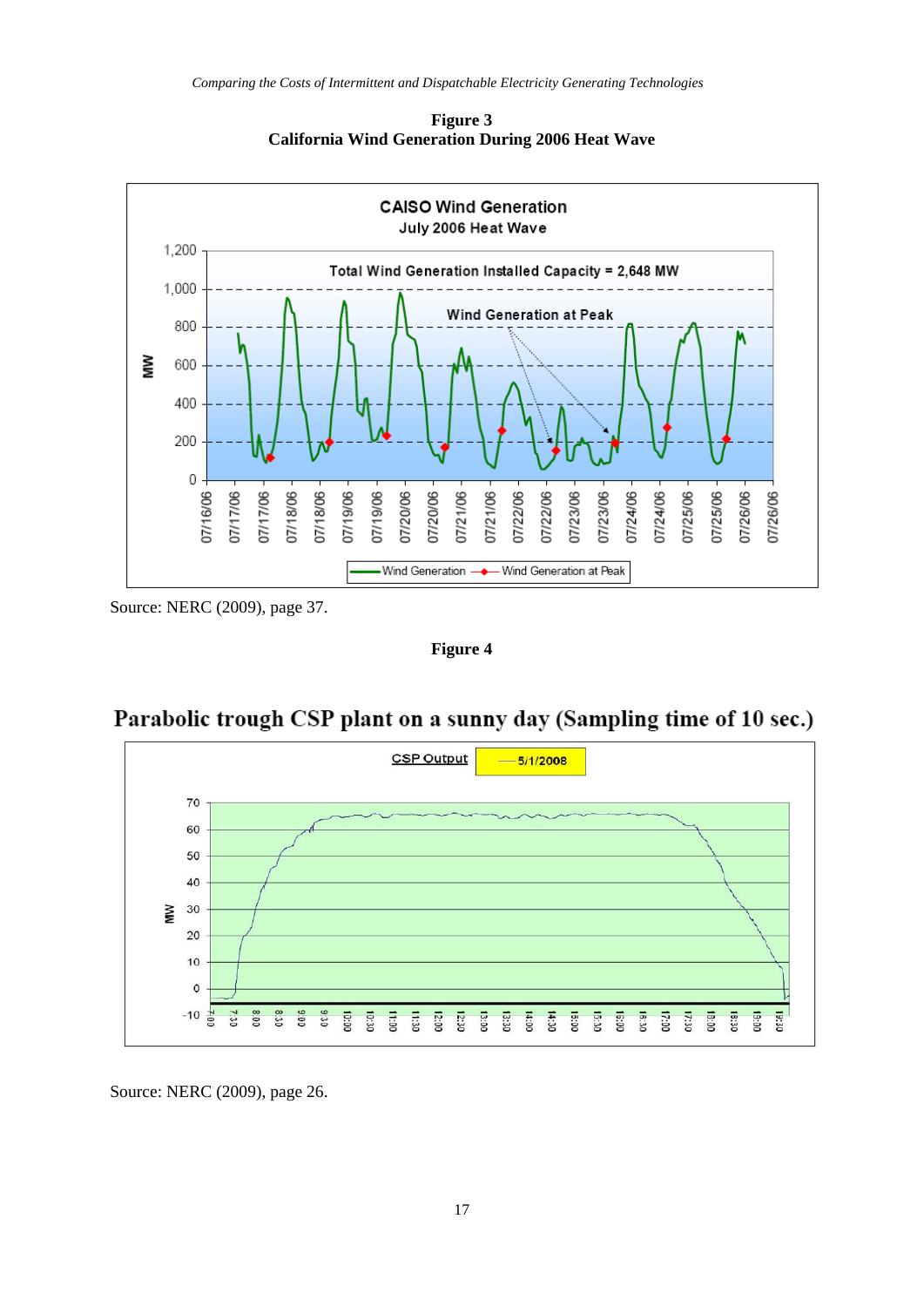**Figure 3**
**California Wind Generation During 2006 Heat Wave**

Source: NERC (2009), page 37.

**Figure 4**

Source: NERC (2009), page 26.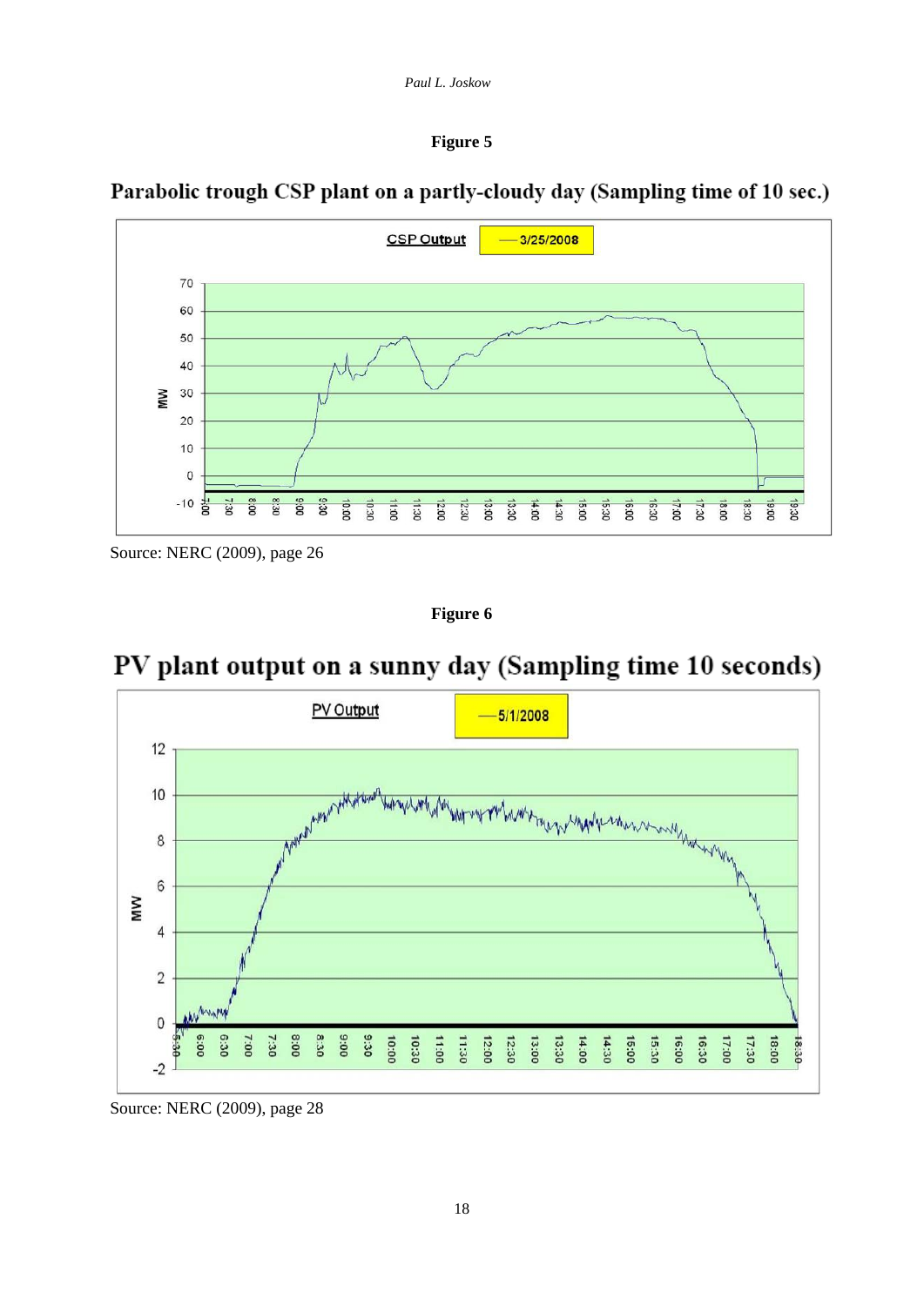**Figure 5**

**Parabolic trough CSP plant on a partly-cloudy day (Sampling time of 10 sec.)**

Source: NERC (2009), page 26

**Figure 6**

**PV plant output on a sunny day (Sampling time 10 seconds)**

Source: NERC (2009), page 28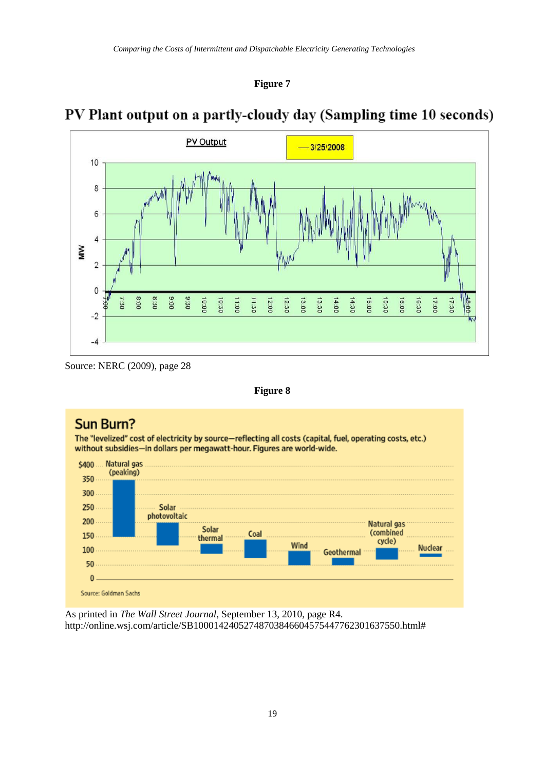**Figure 7**

**PV Plant output on a partly-cloudy day (Sampling time 10 seconds)**

Source: NERC (2009), page 28

**Figure 8**

As printed in *The Wall Street Journal*, September 13, 2010, page R4.
http://online.wsj.com/article/SB10001424052748703846604575447762301637550.html#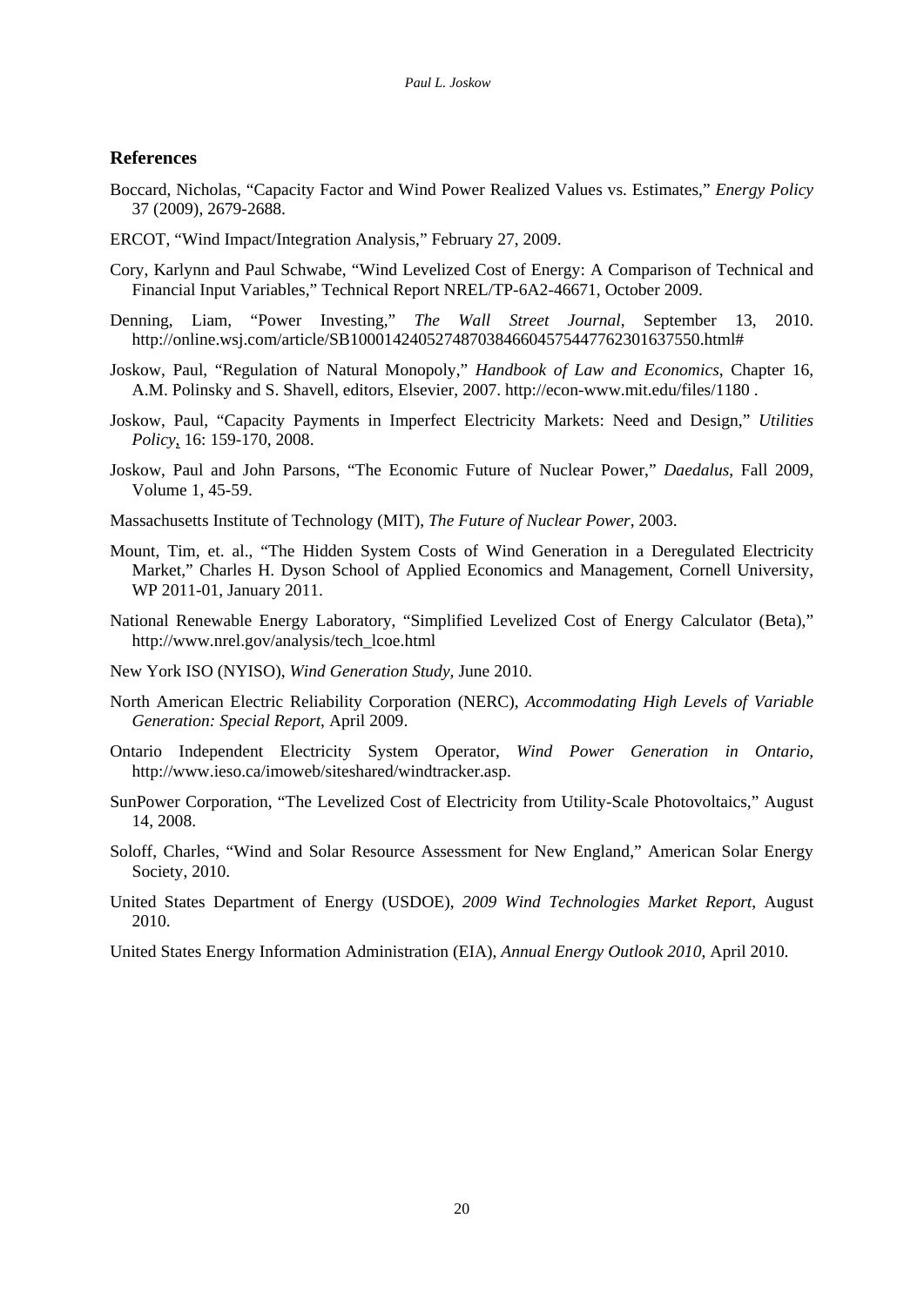## References

Boccard, Nicholas, "Capacity Factor and Wind Power Realized Values vs. Estimates," *Energy Policy* 37 (2009), 2679-2688.

ERCOT, "Wind Impact/Integration Analysis," February 27, 2009.

Cory, Karlynn and Paul Schwabe, "Wind Levelized Cost of Energy: A Comparison of Technical and Financial Input Variables," Technical Report NREL/TP-6A2-46671, October 2009.

Denning, Liam, "Power Investing," *The Wall Street Journal*, September 13, 2010. http://online.wsj.com/article/SB10001424052748703846604575447762301637550.html#

Joskow, Paul, "Regulation of Natural Monopoly," *Handbook of Law and Economics*, Chapter 16, A.M. Polinsky and S. Shavell, editors, Elsevier, 2007. http://econ-www.mit.edu/files/1180 .

Joskow, Paul, "Capacity Payments in Imperfect Electricity Markets: Need and Design," *Utilities Policy*, 16: 159-170, 2008.

Joskow, Paul and John Parsons, "The Economic Future of Nuclear Power," *Daedalus*, Fall 2009, Volume 1, 45-59.

Massachusetts Institute of Technology (MIT), *The Future of Nuclear Power*, 2003.

Mount, Tim, et. al., "The Hidden System Costs of Wind Generation in a Deregulated Electricity Market," Charles H. Dyson School of Applied Economics and Management, Cornell University, WP 2011-01, January 2011.

National Renewable Energy Laboratory, "Simplified Levelized Cost of Energy Calculator (Beta)," http://www.nrel.gov/analysis/tech_lcoe.html

New York ISO (NYISO), *Wind Generation Study*, June 2010.

North American Electric Reliability Corporation (NERC), *Accommodating High Levels of Variable Generation: Special Report*, April 2009.

Ontario Independent Electricity System Operator, *Wind Power Generation in Ontario*, http://www.ieso.ca/imoweb/siteshared/windtracker.asp.

SunPower Corporation, "The Levelized Cost of Electricity from Utility-Scale Photovoltaics," August 14, 2008.

Soloff, Charles, "Wind and Solar Resource Assessment for New England," American Solar Energy Society, 2010.

United States Department of Energy (USDOE), *2009 Wind Technologies Market Report*, August 2010.

United States Energy Information Administration (EIA), *Annual Energy Outlook 2010*, April 2010.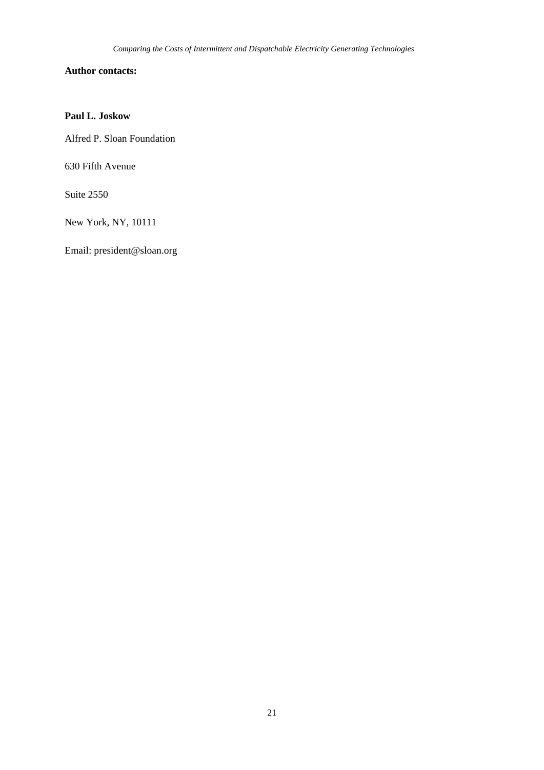**Author contacts:**

**Paul L. Joskow**

Alfred P. Sloan Foundation

630 Fifth Avenue

Suite 2550

New York, NY, 10111

Email: president@sloan.org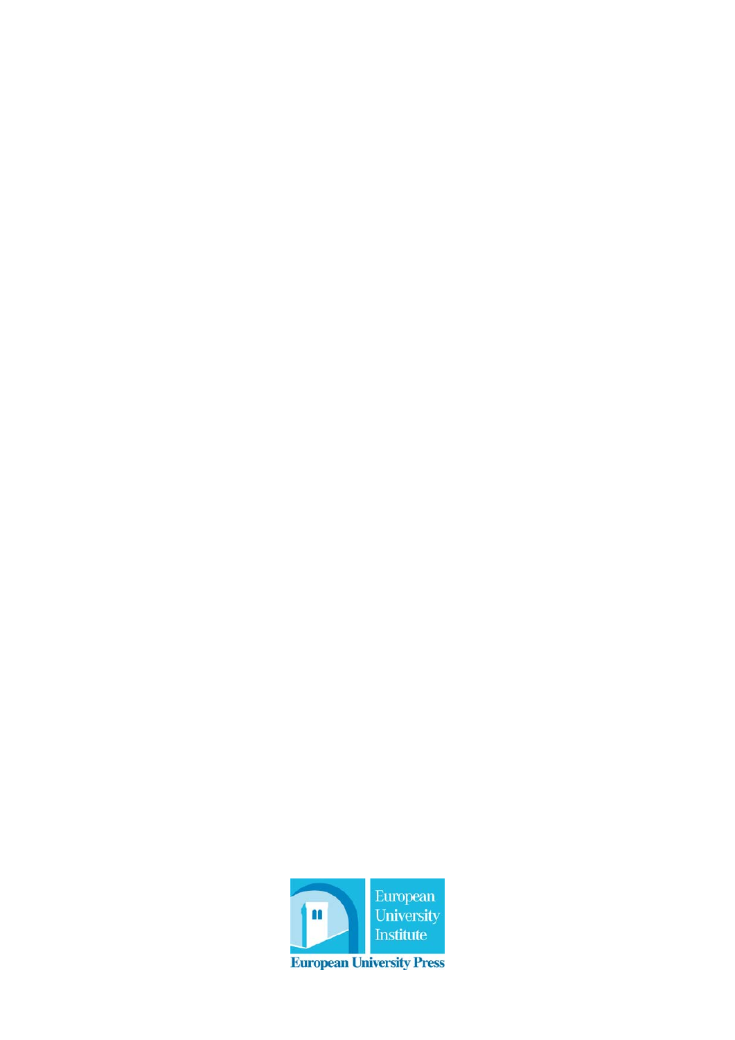European University Institute

European University Press